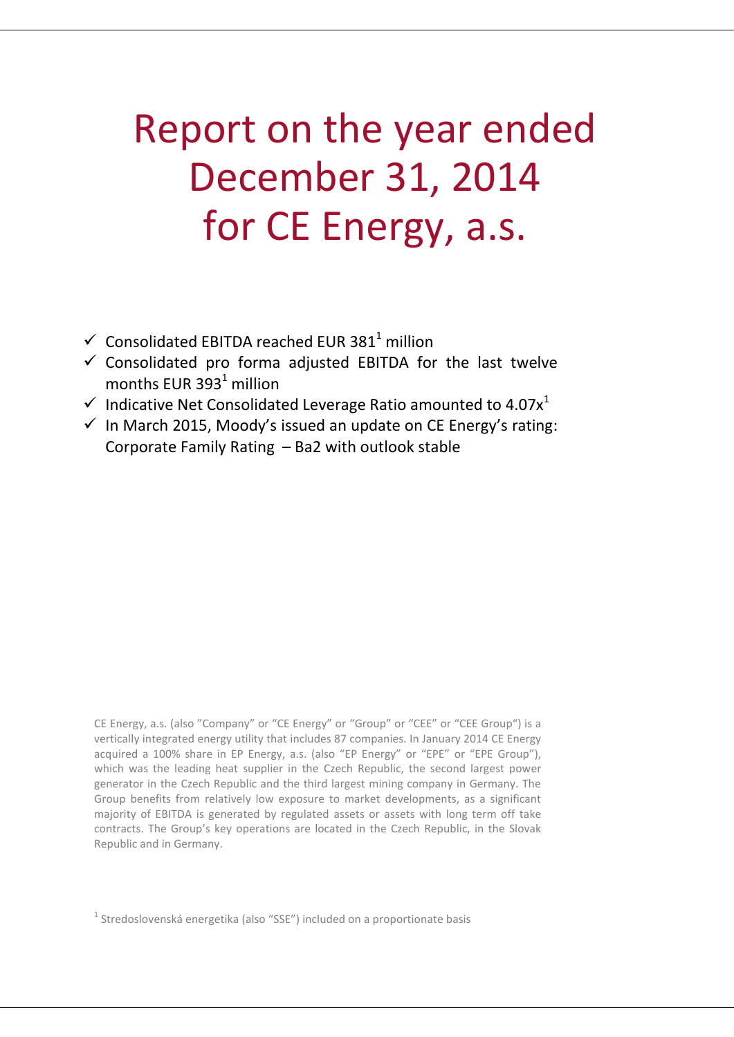# Report on the year ended December 31, 2014 for CE Energy, a.s.

- ✓ Consolidated EBITDA reached EUR 381[1] million
- ✓ Consolidated pro forma adjusted EBITDA for the last twelve months EUR 393[1] million
- ✓ Indicative Net Consolidated Leverage Ratio amounted to 4.07x[1]
- ✓ In March 2015, Moody's issued an update on CE Energy's rating: Corporate Family Rating – Ba2 with outlook stable

CE Energy, a.s. (also "Company" or "CE Energy" or "Group" or "CEE" or "CEE Group") is a vertically integrated energy utility that includes 87 companies. In January 2014 CE Energy acquired a 100% share in EP Energy, a.s. (also "EP Energy" or "EPE" or "EPE Group"), which was the leading heat supplier in the Czech Republic, the second largest power generator in the Czech Republic and the third largest mining company in Germany. The Group benefits from relatively low exposure to market developments, as a significant majority of EBITDA is generated by regulated assets or assets with long term off take contracts. The Group's key operations are located in the Czech Republic, in the Slovak Republic and in Germany.

[1] Stredoslovenská energetika (also "SSE") included on a proportionate basis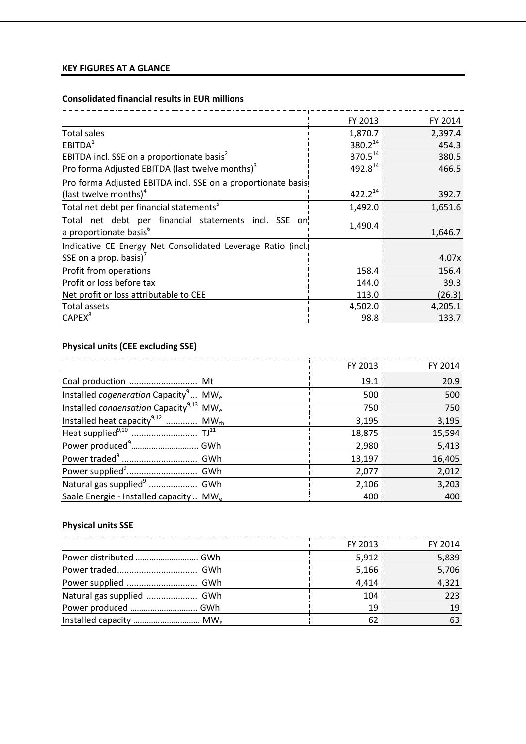**KEY FIGURES AT A GLANCE**

**Consolidated financial results in EUR millions**

| | FY 2013 | FY 2014 |
|---|---|---|
| Total sales | 1,870.7 | 2,397.4 |
| EBITDA[1] | 380.2[14] | 454.3 |
| EBITDA incl. SSE on a proportionate basis[2] | 370.5[14] | 380.5 |
| Pro forma Adjusted EBITDA (last twelve months)[3] | 492.8[14] | 466.5 |
| Pro forma Adjusted EBITDA incl. SSE on a proportionate basis (last twelve months)[4] | 422.2[14] | 392.7 |
| Total net debt per financial statements[5] | 1,492.0 | 1,651.6 |
| Total net debt per financial statements incl. SSE on a proportionate basis[6] | 1,490.4 | 1,646.7 |
| Indicative CE Energy Net Consolidated Leverage Ratio (incl. SSE on a prop. basis)[7] | | 4.07x |
| Profit from operations | 158.4 | 156.4 |
| Profit or loss before tax | 144.0 | 39.3 |
| Net profit or loss attributable to CEE | 113.0 | (26.3) |
| Total assets | 4,502.0 | 4,205.1 |
| CAPEX[8] | 98.8 | 133.7 |

**Physical units (CEE excluding SSE)**

| | FY 2013 | FY 2014 |
|---|---|---|
| Coal production ............................ Mt | 19.1 | 20.9 |
| Installed *cogeneration* Capacity[9] ... $MW_e$ | 500 | 500 |
| Installed *condensation* Capacity[9,13] $MW_e$ | 750 | 750 |
| Installed heat capacity[9,12] ............ $MW_{th}$ | 3,195 | 3,195 |
| Heat supplied[9,10] ........................... TJ[11] | 18,875 | 15,594 |
| Power produced[9]............................. GWh | 2,980 | 5,413 |
| Power traded[9] ............................... GWh | 13,197 | 16,405 |
| Power supplied[9]............................. GWh | 2,077 | 2,012 |
| Natural gas supplied[9] .................... GWh | 2,106 | 3,203 |
| Saale Energie - Installed capacity .. $MW_e$ | 400 | 400 |

**Physical units SSE**

| | FY 2013 | FY 2014 |
|---|---|---|
| Power distributed ........................... GWh | 5,912 | 5,839 |
| Power traded................................. GWh | 5,166 | 5,706 |
| Power supplied ............................. GWh | 4,414 | 4,321 |
| Natural gas supplied ..................... GWh | 104 | 223 |
| Power produced ............................. GWh | 19 | 19 |
| Installed capacity ............................ $MW_e$ | 62 | 63 |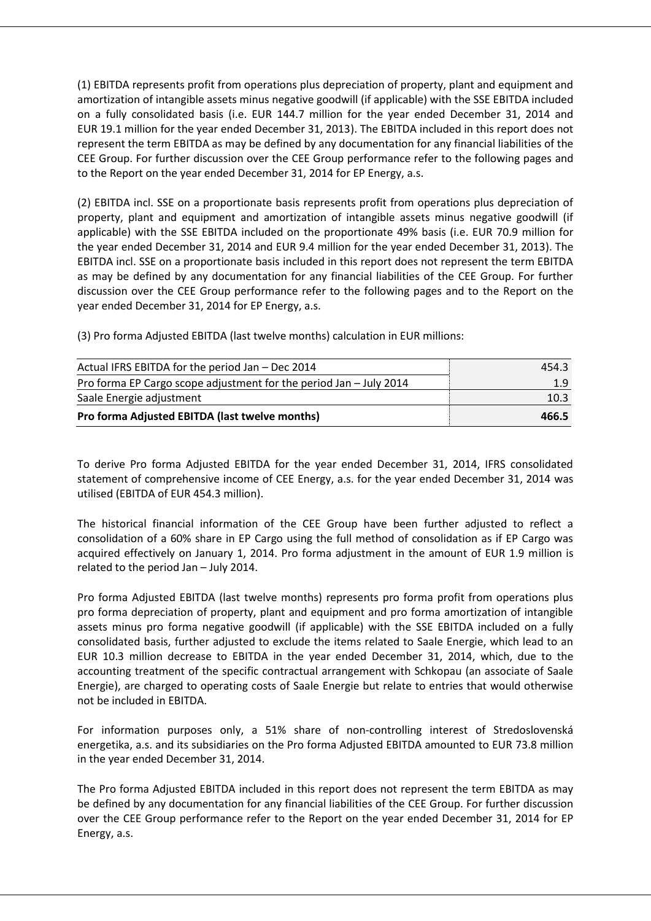(1) EBITDA represents profit from operations plus depreciation of property, plant and equipment and amortization of intangible assets minus negative goodwill (if applicable) with the SSE EBITDA included on a fully consolidated basis (i.e. EUR 144.7 million for the year ended December 31, 2014 and EUR 19.1 million for the year ended December 31, 2013). The EBITDA included in this report does not represent the term EBITDA as may be defined by any documentation for any financial liabilities of the CEE Group. For further discussion over the CEE Group performance refer to the following pages and to the Report on the year ended December 31, 2014 for EP Energy, a.s.

(2) EBITDA incl. SSE on a proportionate basis represents profit from operations plus depreciation of property, plant and equipment and amortization of intangible assets minus negative goodwill (if applicable) with the SSE EBITDA included on the proportionate 49% basis (i.e. EUR 70.9 million for the year ended December 31, 2014 and EUR 9.4 million for the year ended December 31, 2013). The EBITDA incl. SSE on a proportionate basis included in this report does not represent the term EBITDA as may be defined by any documentation for any financial liabilities of the CEE Group. For further discussion over the CEE Group performance refer to the following pages and to the Report on the year ended December 31, 2014 for EP Energy, a.s.

(3) Pro forma Adjusted EBITDA (last twelve months) calculation in EUR millions:

| | |
|---|---|
| Actual IFRS EBITDA for the period Jan – Dec 2014 | 454.3 |
| Pro forma EP Cargo scope adjustment for the period Jan – July 2014 | 1.9 |
| Saale Energie adjustment | 10.3 |
| **Pro forma Adjusted EBITDA (last twelve months)** | **466.5** |

To derive Pro forma Adjusted EBITDA for the year ended December 31, 2014, IFRS consolidated statement of comprehensive income of CEE Energy, a.s. for the year ended December 31, 2014 was utilised (EBITDA of EUR 454.3 million).

The historical financial information of the CEE Group have been further adjusted to reflect a consolidation of a 60% share in EP Cargo using the full method of consolidation as if EP Cargo was acquired effectively on January 1, 2014. Pro forma adjustment in the amount of EUR 1.9 million is related to the period Jan – July 2014.

Pro forma Adjusted EBITDA (last twelve months) represents pro forma profit from operations plus pro forma depreciation of property, plant and equipment and pro forma amortization of intangible assets minus pro forma negative goodwill (if applicable) with the SSE EBITDA included on a fully consolidated basis, further adjusted to exclude the items related to Saale Energie, which lead to an EUR 10.3 million decrease to EBITDA in the year ended December 31, 2014, which, due to the accounting treatment of the specific contractual arrangement with Schkopau (an associate of Saale Energie), are charged to operating costs of Saale Energie but relate to entries that would otherwise not be included in EBITDA.

For information purposes only, a 51% share of non-controlling interest of Stredoslovenská energetika, a.s. and its subsidiaries on the Pro forma Adjusted EBITDA amounted to EUR 73.8 million in the year ended December 31, 2014.

The Pro forma Adjusted EBITDA included in this report does not represent the term EBITDA as may be defined by any documentation for any financial liabilities of the CEE Group. For further discussion over the CEE Group performance refer to the Report on the year ended December 31, 2014 for EP Energy, a.s.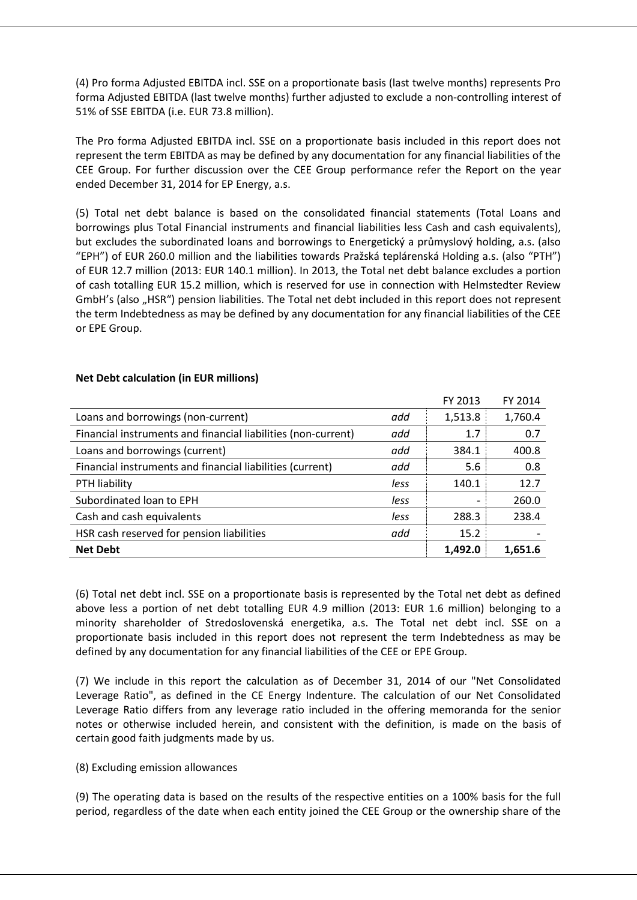(4) Pro forma Adjusted EBITDA incl. SSE on a proportionate basis (last twelve months) represents Pro forma Adjusted EBITDA (last twelve months) further adjusted to exclude a non-controlling interest of 51% of SSE EBITDA (i.e. EUR 73.8 million).

The Pro forma Adjusted EBITDA incl. SSE on a proportionate basis included in this report does not represent the term EBITDA as may be defined by any documentation for any financial liabilities of the CEE Group. For further discussion over the CEE Group performance refer the Report on the year ended December 31, 2014 for EP Energy, a.s.

(5) Total net debt balance is based on the consolidated financial statements (Total Loans and borrowings plus Total Financial instruments and financial liabilities less Cash and cash equivalents), but excludes the subordinated loans and borrowings to Energetický a průmyslový holding, a.s. (also "EPH") of EUR 260.0 million and the liabilities towards Pražská teplárenská Holding a.s. (also "PTH") of EUR 12.7 million (2013: EUR 140.1 million). In 2013, the Total net debt balance excludes a portion of cash totalling EUR 15.2 million, which is reserved for use in connection with Helmstedter Review GmbH's (also „HSR") pension liabilities. The Total net debt included in this report does not represent the term Indebtedness as may be defined by any documentation for any financial liabilities of the CEE or EPE Group.

**Net Debt calculation (in EUR millions)**

| | | FY 2013 | FY 2014 |
|---|---|---|---|
| Loans and borrowings (non-current) | *add* | 1,513.8 | 1,760.4 |
| Financial instruments and financial liabilities (non-current) | *add* | 1.7 | 0.7 |
| Loans and borrowings (current) | *add* | 384.1 | 400.8 |
| Financial instruments and financial liabilities (current) | *add* | 5.6 | 0.8 |
| PTH liability | *less* | 140.1 | 12.7 |
| Subordinated loan to EPH | *less* | - | 260.0 |
| Cash and cash equivalents | *less* | 288.3 | 238.4 |
| HSR cash reserved for pension liabilities | *add* | 15.2 | - |
| **Net Debt** | | **1,492.0** | **1,651.6** |

(6) Total net debt incl. SSE on a proportionate basis is represented by the Total net debt as defined above less a portion of net debt totalling EUR 4.9 million (2013: EUR 1.6 million) belonging to a minority shareholder of Stredoslovenská energetika, a.s. The Total net debt incl. SSE on a proportionate basis included in this report does not represent the term Indebtedness as may be defined by any documentation for any financial liabilities of the CEE or EPE Group.

(7) We include in this report the calculation as of December 31, 2014 of our "Net Consolidated Leverage Ratio", as defined in the CE Energy Indenture. The calculation of our Net Consolidated Leverage Ratio differs from any leverage ratio included in the offering memoranda for the senior notes or otherwise included herein, and consistent with the definition, is made on the basis of certain good faith judgments made by us.

(8) Excluding emission allowances

(9) The operating data is based on the results of the respective entities on a 100% basis for the full period, regardless of the date when each entity joined the CEE Group or the ownership share of the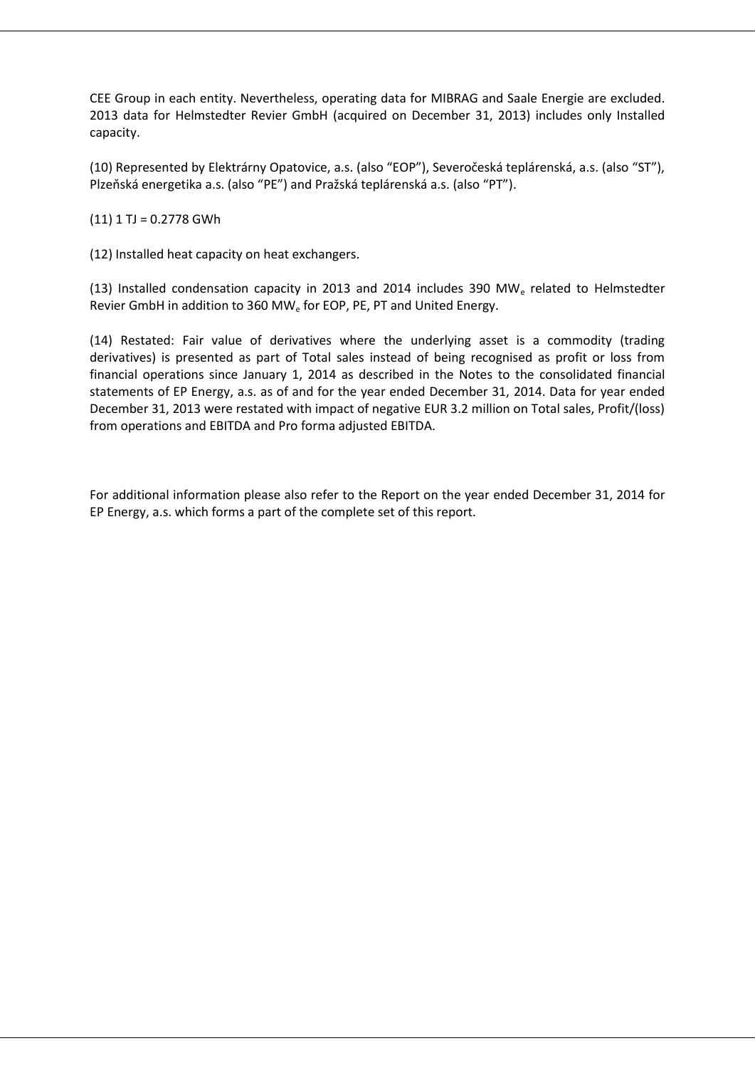CEE Group in each entity. Nevertheless, operating data for MIBRAG and Saale Energie are excluded. 2013 data for Helmstedter Revier GmbH (acquired on December 31, 2013) includes only Installed capacity.

(10) Represented by Elektrárny Opatovice, a.s. (also "EOP"), Severočeská teplárenská, a.s. (also "ST"), Plzeňská energetika a.s. (also "PE") and Pražská teplárenská a.s. (also "PT").

(11) 1 TJ = 0.2778 GWh

(12) Installed heat capacity on heat exchangers.

(13) Installed condensation capacity in 2013 and 2014 includes 390 $MW_e$ related to Helmstedter Revier GmbH in addition to 360 $MW_e$ for EOP, PE, PT and United Energy.

(14) Restated: Fair value of derivatives where the underlying asset is a commodity (trading derivatives) is presented as part of Total sales instead of being recognised as profit or loss from financial operations since January 1, 2014 as described in the Notes to the consolidated financial statements of EP Energy, a.s. as of and for the year ended December 31, 2014. Data for year ended December 31, 2013 were restated with impact of negative EUR 3.2 million on Total sales, Profit/(loss) from operations and EBITDA and Pro forma adjusted EBITDA.

For additional information please also refer to the Report on the year ended December 31, 2014 for EP Energy, a.s. which forms a part of the complete set of this report.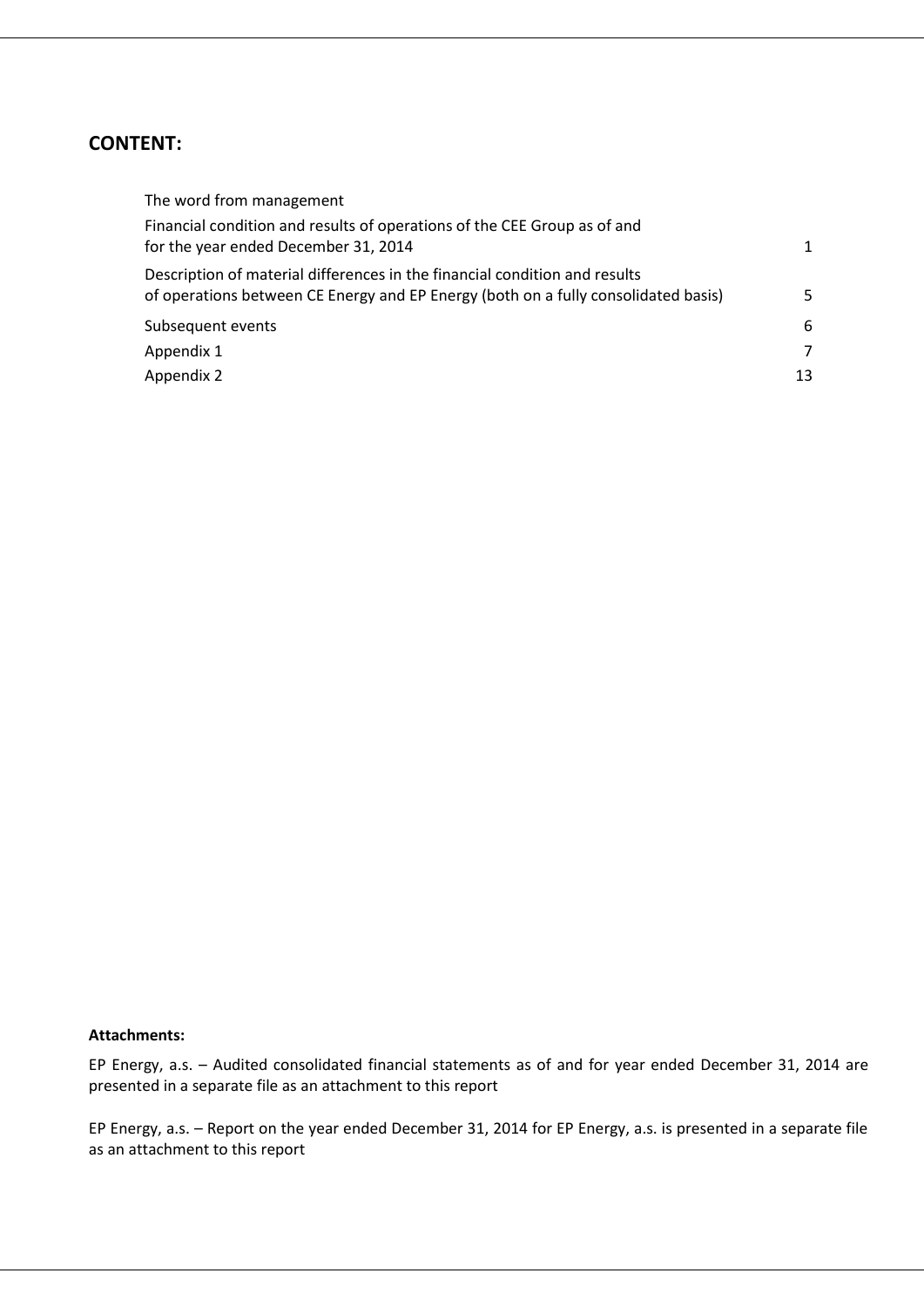## CONTENT:

| | |
|---|---|
| The word from management | |
| Financial condition and results of operations of the CEE Group as of and for the year ended December 31, 2014 | 1 |
| Description of material differences in the financial condition and results of operations between CE Energy and EP Energy (both on a fully consolidated basis) | 5 |
| Subsequent events | 6 |
| Appendix 1 | 7 |
| Appendix 2 | 13 |

**Attachments:**

EP Energy, a.s. – Audited consolidated financial statements as of and for year ended December 31, 2014 are presented in a separate file as an attachment to this report

EP Energy, a.s. – Report on the year ended December 31, 2014 for EP Energy, a.s. is presented in a separate file as an attachment to this report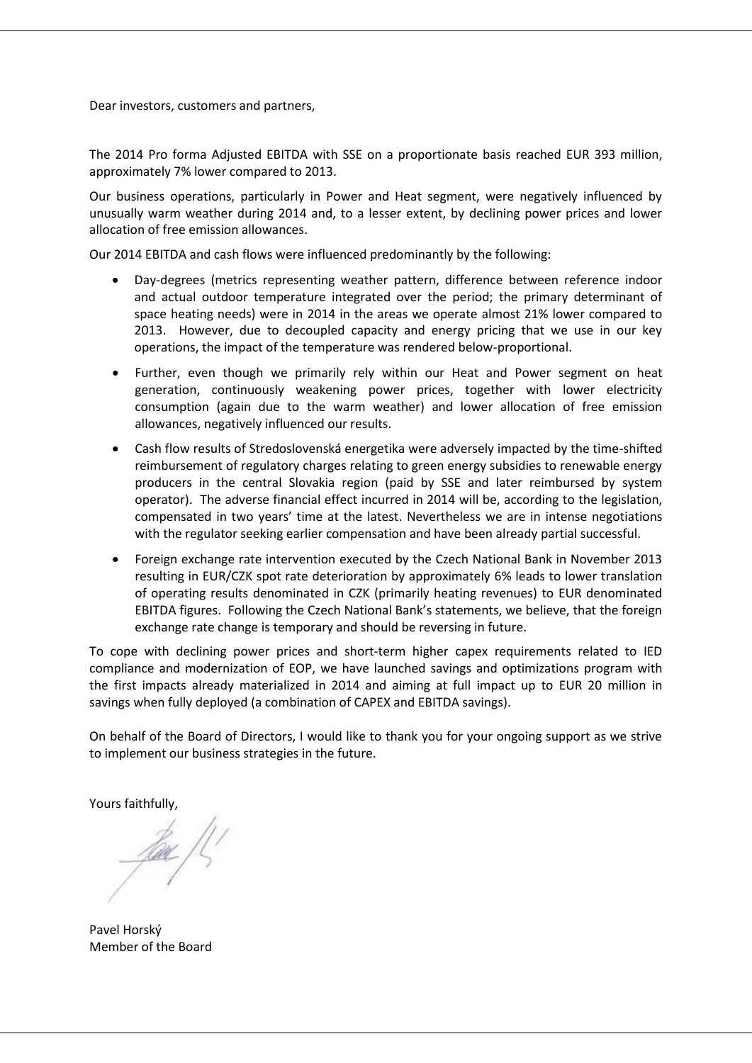Dear investors, customers and partners,

The 2014 Pro forma Adjusted EBITDA with SSE on a proportionate basis reached EUR 393 million, approximately 7% lower compared to 2013.

Our business operations, particularly in Power and Heat segment, were negatively influenced by unusually warm weather during 2014 and, to a lesser extent, by declining power prices and lower allocation of free emission allowances.

Our 2014 EBITDA and cash flows were influenced predominantly by the following:

- Day-degrees (metrics representing weather pattern, difference between reference indoor and actual outdoor temperature integrated over the period; the primary determinant of space heating needs) were in 2014 in the areas we operate almost 21% lower compared to 2013. However, due to decoupled capacity and energy pricing that we use in our key operations, the impact of the temperature was rendered below-proportional.
- Further, even though we primarily rely within our Heat and Power segment on heat generation, continuously weakening power prices, together with lower electricity consumption (again due to the warm weather) and lower allocation of free emission allowances, negatively influenced our results.
- Cash flow results of Stredoslovenská energetika were adversely impacted by the time-shifted reimbursement of regulatory charges relating to green energy subsidies to renewable energy producers in the central Slovakia region (paid by SSE and later reimbursed by system operator). The adverse financial effect incurred in 2014 will be, according to the legislation, compensated in two years' time at the latest. Nevertheless we are in intense negotiations with the regulator seeking earlier compensation and have been already partial successful.
- Foreign exchange rate intervention executed by the Czech National Bank in November 2013 resulting in EUR/CZK spot rate deterioration by approximately 6% leads to lower translation of operating results denominated in CZK (primarily heating revenues) to EUR denominated EBITDA figures. Following the Czech National Bank's statements, we believe, that the foreign exchange rate change is temporary and should be reversing in future.

To cope with declining power prices and short-term higher capex requirements related to IED compliance and modernization of EOP, we have launched savings and optimizations program with the first impacts already materialized in 2014 and aiming at full impact up to EUR 20 million in savings when fully deployed (a combination of CAPEX and EBITDA savings).

On behalf of the Board of Directors, I would like to thank you for your ongoing support as we strive to implement our business strategies in the future.

Yours faithfully,

Pavel Horský
Member of the Board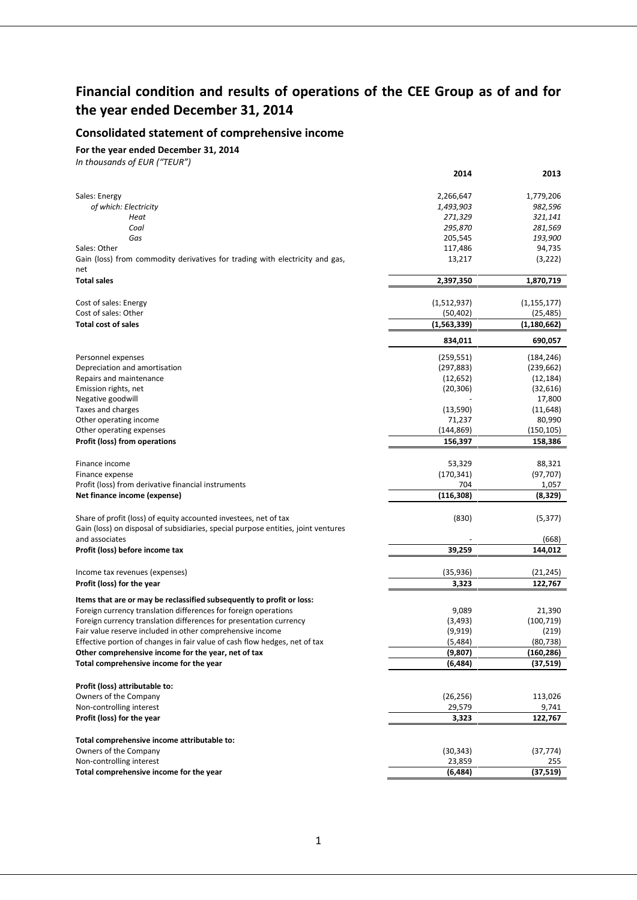# Financial condition and results of operations of the CEE Group as of and for the year ended December 31, 2014

## Consolidated statement of comprehensive income

**For the year ended December 31, 2014**

*In thousands of EUR ("TEUR")*

| | 2014 | 2013 |
|---|---|---|
| Sales: Energy | 2,266,647 | 1,779,206 |
| *of which: Electricity* | *1,493,903* | *982,596* |
| *Heat* | *271,329* | *321,141* |
| *Coal* | *295,870* | *281,569* |
| *Gas* | 205,545 | *193,900* |
| Sales: Other | 117,486 | 94,735 |
| Gain (loss) from commodity derivatives for trading with electricity and gas, net | 13,217 | (3,222) |
| **Total sales** | **2,397,350** | **1,870,719** |
| | | |
| Cost of sales: Energy | (1,512,937) | (1,155,177) |
| Cost of sales: Other | (50,402) | (25,485) |
| **Total cost of sales** | **(1,563,339)** | **(1,180,662)** |
| | **834,011** | **690,057** |
| | | |
| Personnel expenses | (259,551) | (184,246) |
| Depreciation and amortisation | (297,883) | (239,662) |
| Repairs and maintenance | (12,652) | (12,184) |
| Emission rights, net | (20,306) | (32,616) |
| Negative goodwill | - | 17,800 |
| Taxes and charges | (13,590) | (11,648) |
| Other operating income | 71,237 | 80,990 |
| Other operating expenses | (144,869) | (150,105) |
| **Profit (loss) from operations** | **156,397** | **158,386** |
| | | |
| Finance income | 53,329 | 88,321 |
| Finance expense | (170,341) | (97,707) |
| Profit (loss) from derivative financial instruments | 704 | 1,057 |
| **Net finance income (expense)** | **(116,308)** | **(8,329)** |
| | | |
| Share of profit (loss) of equity accounted investees, net of tax | (830) | (5,377) |
| Gain (loss) on disposal of subsidiaries, special purpose entities, joint ventures and associates | - | (668) |
| **Profit (loss) before income tax** | **39,259** | **144,012** |
| | | |
| Income tax revenues (expenses) | (35,936) | (21,245) |
| **Profit (loss) for the year** | **3,323** | **122,767** |
| | | |
| **Items that are or may be reclassified subsequently to profit or loss:** | | |
| Foreign currency translation differences for foreign operations | 9,089 | 21,390 |
| Foreign currency translation differences for presentation currency | (3,493) | (100,719) |
| Fair value reserve included in other comprehensive income | (9,919) | (219) |
| Effective portion of changes in fair value of cash flow hedges, net of tax | (5,484) | (80,738) |
| **Other comprehensive income for the year, net of tax** | **(9,807)** | **(160,286)** |
| **Total comprehensive income for the year** | **(6,484)** | **(37,519)** |
| | | |
| **Profit (loss) attributable to:** | | |
| Owners of the Company | (26,256) | 113,026 |
| Non-controlling interest | 29,579 | 9,741 |
| **Profit (loss) for the year** | **3,323** | **122,767** |
| | | |
| **Total comprehensive income attributable to:** | | |
| Owners of the Company | (30,343) | (37,774) |
| Non-controlling interest | 23,859 | 255 |
| **Total comprehensive income for the year** | **(6,484)** | **(37,519)** |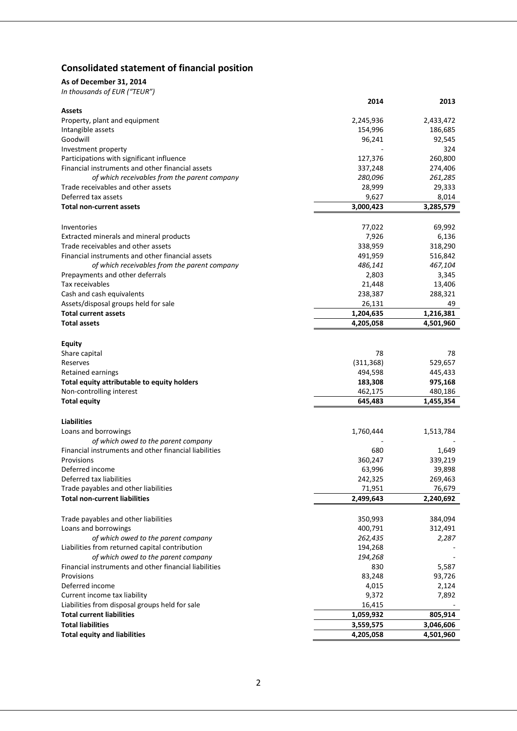## Consolidated statement of financial position

**As of December 31, 2014**

*In thousands of EUR ("TEUR")*

| | 2014 | 2013 |
|---|---|---|
| **Assets** | | |
| Property, plant and equipment | 2,245,936 | 2,433,472 |
| Intangible assets | 154,996 | 186,685 |
| Goodwill | 96,241 | 92,545 |
| Investment property | - | 324 |
| Participations with significant influence | 127,376 | 260,800 |
| Financial instruments and other financial assets | 337,248 | 274,406 |
| *of which receivables from the parent company* | *280,096* | *261,285* |
| Trade receivables and other assets | 28,999 | 29,333 |
| Deferred tax assets | 9,627 | 8,014 |
| **Total non-current assets** | **3,000,423** | **3,285,579** |
| | | |
| Inventories | 77,022 | 69,992 |
| Extracted minerals and mineral products | 7,926 | 6,136 |
| Trade receivables and other assets | 338,959 | 318,290 |
| Financial instruments and other financial assets | 491,959 | 516,842 |
| *of which receivables from the parent company* | *486,141* | *467,104* |
| Prepayments and other deferrals | 2,803 | 3,345 |
| Tax receivables | 21,448 | 13,406 |
| Cash and cash equivalents | 238,387 | 288,321 |
| Assets/disposal groups held for sale | 26,131 | 49 |
| **Total current assets** | **1,204,635** | **1,216,381** |
| **Total assets** | **4,205,058** | **4,501,960** |
| | | |
| **Equity** | | |
| Share capital | 78 | 78 |
| Reserves | (311,368) | 529,657 |
| Retained earnings | 494,598 | 445,433 |
| **Total equity attributable to equity holders** | **183,308** | **975,168** |
| Non-controlling interest | 462,175 | 480,186 |
| **Total equity** | **645,483** | **1,455,354** |
| | | |
| **Liabilities** | | |
| Loans and borrowings | 1,760,444 | 1,513,784 |
| *of which owed to the parent company* | - | - |
| Financial instruments and other financial liabilities | 680 | 1,649 |
| Provisions | 360,247 | 339,219 |
| Deferred income | 63,996 | 39,898 |
| Deferred tax liabilities | 242,325 | 269,463 |
| Trade payables and other liabilities | 71,951 | 76,679 |
| **Total non-current liabilities** | **2,499,643** | **2,240,692** |
| | | |
| Trade payables and other liabilities | 350,993 | 384,094 |
| Loans and borrowings | 400,791 | 312,491 |
| *of which owed to the parent company* | *262,435* | *2,287* |
| Liabilities from returned capital contribution | 194,268 | - |
| *of which owed to the parent company* | *194,268* | - |
| Financial instruments and other financial liabilities | 830 | 5,587 |
| Provisions | 83,248 | 93,726 |
| Deferred income | 4,015 | 2,124 |
| Current income tax liability | 9,372 | 7,892 |
| Liabilities from disposal groups held for sale | 16,415 | - |
| **Total current liabilities** | **1,059,932** | **805,914** |
| **Total liabilities** | **3,559,575** | **3,046,606** |
| **Total equity and liabilities** | **4,205,058** | **4,501,960** |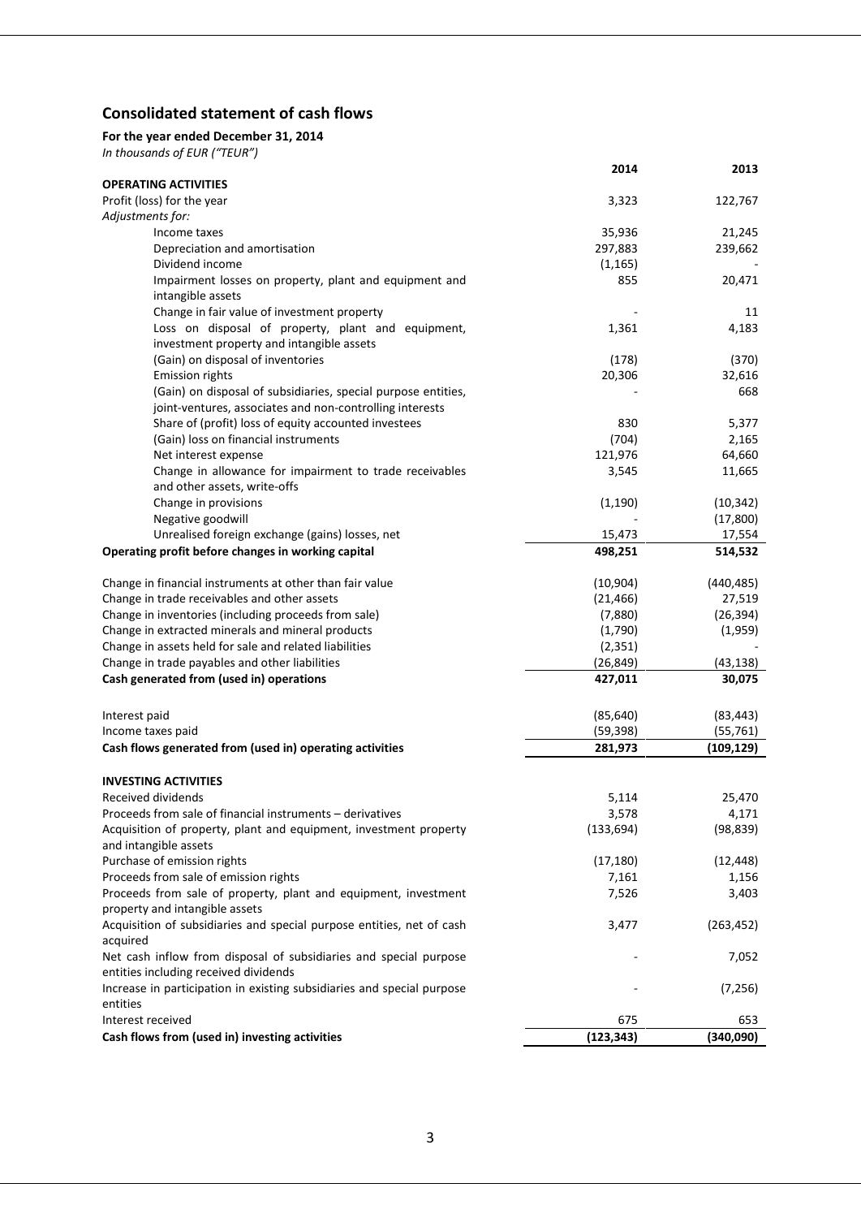## Consolidated statement of cash flows

**For the year ended December 31, 2014**

*In thousands of EUR ("TEUR")*

| | 2014 | 2013 |
|---|---|---|
| **OPERATING ACTIVITIES** | | |
| Profit (loss) for the year | 3,323 | 122,767 |
| *Adjustments for:* | | |
| Income taxes | 35,936 | 21,245 |
| Depreciation and amortisation | 297,883 | 239,662 |
| Dividend income | (1,165) | - |
| Impairment losses on property, plant and equipment and intangible assets | 855 | 20,471 |
| Change in fair value of investment property | - | 11 |
| Loss on disposal of property, plant and equipment, investment property and intangible assets | 1,361 | 4,183 |
| (Gain) on disposal of inventories | (178) | (370) |
| Emission rights | 20,306 | 32,616 |
| (Gain) on disposal of subsidiaries, special purpose entities, joint-ventures, associates and non-controlling interests | - | 668 |
| Share of (profit) loss of equity accounted investees | 830 | 5,377 |
| (Gain) loss on financial instruments | (704) | 2,165 |
| Net interest expense | 121,976 | 64,660 |
| Change in allowance for impairment to trade receivables and other assets, write-offs | 3,545 | 11,665 |
| Change in provisions | (1,190) | (10,342) |
| Negative goodwill | - | (17,800) |
| Unrealised foreign exchange (gains) losses, net | 15,473 | 17,554 |
| **Operating profit before changes in working capital** | **498,251** | **514,532** |
| | | |
| Change in financial instruments at other than fair value | (10,904) | (440,485) |
| Change in trade receivables and other assets | (21,466) | 27,519 |
| Change in inventories (including proceeds from sale) | (7,880) | (26,394) |
| Change in extracted minerals and mineral products | (1,790) | (1,959) |
| Change in assets held for sale and related liabilities | (2,351) | - |
| Change in trade payables and other liabilities | (26,849) | (43,138) |
| **Cash generated from (used in) operations** | **427,011** | **30,075** |
| | | |
| Interest paid | (85,640) | (83,443) |
| Income taxes paid | (59,398) | (55,761) |
| **Cash flows generated from (used in) operating activities** | **281,973** | **(109,129)** |
| | | |
| **INVESTING ACTIVITIES** | | |
| Received dividends | 5,114 | 25,470 |
| Proceeds from sale of financial instruments – derivatives | 3,578 | 4,171 |
| Acquisition of property, plant and equipment, investment property and intangible assets | (133,694) | (98,839) |
| Purchase of emission rights | (17,180) | (12,448) |
| Proceeds from sale of emission rights | 7,161 | 1,156 |
| Proceeds from sale of property, plant and equipment, investment property and intangible assets | 7,526 | 3,403 |
| Acquisition of subsidiaries and special purpose entities, net of cash acquired | 3,477 | (263,452) |
| Net cash inflow from disposal of subsidiaries and special purpose entities including received dividends | - | 7,052 |
| Increase in participation in existing subsidiaries and special purpose entities | - | (7,256) |
| Interest received | 675 | 653 |
| **Cash flows from (used in) investing activities** | **(123,343)** | **(340,090)** |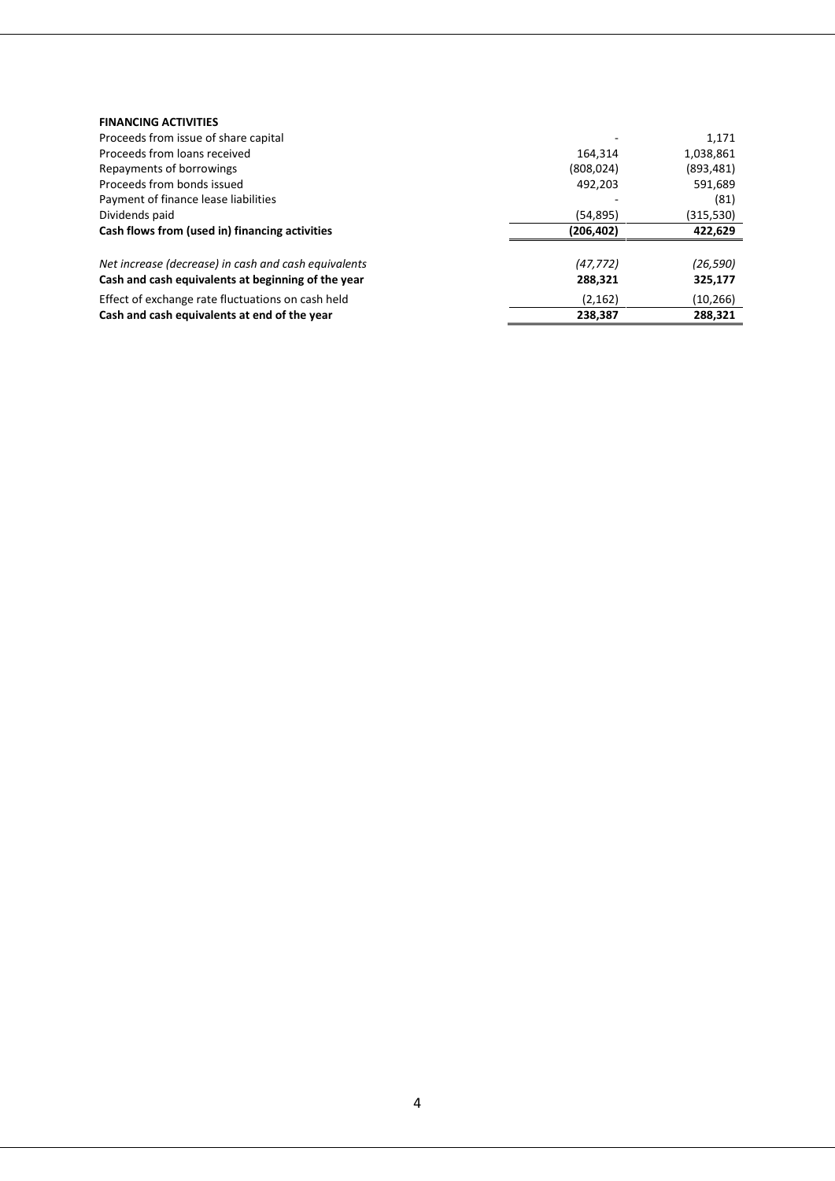| **FINANCING ACTIVITIES** | | |
|---|---|---|
| Proceeds from issue of share capital | - | 1,171 |
| Proceeds from loans received | 164,314 | 1,038,861 |
| Repayments of borrowings | (808,024) | (893,481) |
| Proceeds from bonds issued | 492,203 | 591,689 |
| Payment of finance lease liabilities | - | (81) |
| Dividends paid | (54,895) | (315,530) |
| **Cash flows from (used in) financing activities** | **(206,402)** | **422,629** |
| | | |
| *Net increase (decrease) in cash and cash equivalents* | *(47,772)* | *(26,590)* |
| **Cash and cash equivalents at beginning of the year** | **288,321** | **325,177** |
| Effect of exchange rate fluctuations on cash held | (2,162) | (10,266) |
| **Cash and cash equivalents at end of the year** | **238,387** | **288,321** |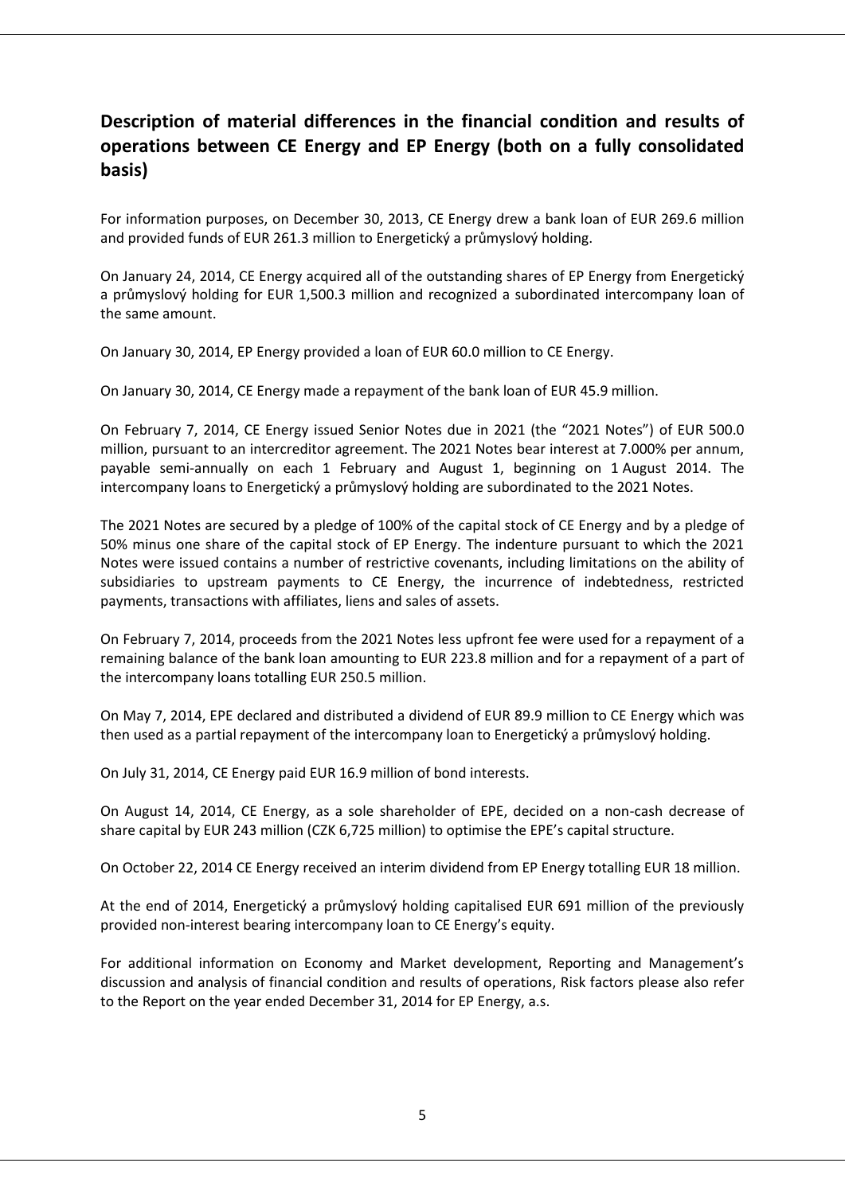## Description of material differences in the financial condition and results of operations between CE Energy and EP Energy (both on a fully consolidated basis)

For information purposes, on December 30, 2013, CE Energy drew a bank loan of EUR 269.6 million and provided funds of EUR 261.3 million to Energetický a průmyslový holding.

On January 24, 2014, CE Energy acquired all of the outstanding shares of EP Energy from Energetický a průmyslový holding for EUR 1,500.3 million and recognized a subordinated intercompany loan of the same amount.

On January 30, 2014, EP Energy provided a loan of EUR 60.0 million to CE Energy.

On January 30, 2014, CE Energy made a repayment of the bank loan of EUR 45.9 million.

On February 7, 2014, CE Energy issued Senior Notes due in 2021 (the "2021 Notes") of EUR 500.0 million, pursuant to an intercreditor agreement. The 2021 Notes bear interest at 7.000% per annum, payable semi-annually on each 1 February and August 1, beginning on 1 August 2014. The intercompany loans to Energetický a průmyslový holding are subordinated to the 2021 Notes.

The 2021 Notes are secured by a pledge of 100% of the capital stock of CE Energy and by a pledge of 50% minus one share of the capital stock of EP Energy. The indenture pursuant to which the 2021 Notes were issued contains a number of restrictive covenants, including limitations on the ability of subsidiaries to upstream payments to CE Energy, the incurrence of indebtedness, restricted payments, transactions with affiliates, liens and sales of assets.

On February 7, 2014, proceeds from the 2021 Notes less upfront fee were used for a repayment of a remaining balance of the bank loan amounting to EUR 223.8 million and for a repayment of a part of the intercompany loans totalling EUR 250.5 million.

On May 7, 2014, EPE declared and distributed a dividend of EUR 89.9 million to CE Energy which was then used as a partial repayment of the intercompany loan to Energetický a průmyslový holding.

On July 31, 2014, CE Energy paid EUR 16.9 million of bond interests.

On August 14, 2014, CE Energy, as a sole shareholder of EPE, decided on a non-cash decrease of share capital by EUR 243 million (CZK 6,725 million) to optimise the EPE's capital structure.

On October 22, 2014 CE Energy received an interim dividend from EP Energy totalling EUR 18 million.

At the end of 2014, Energetický a průmyslový holding capitalised EUR 691 million of the previously provided non-interest bearing intercompany loan to CE Energy's equity.

For additional information on Economy and Market development, Reporting and Management's discussion and analysis of financial condition and results of operations, Risk factors please also refer to the Report on the year ended December 31, 2014 for EP Energy, a.s.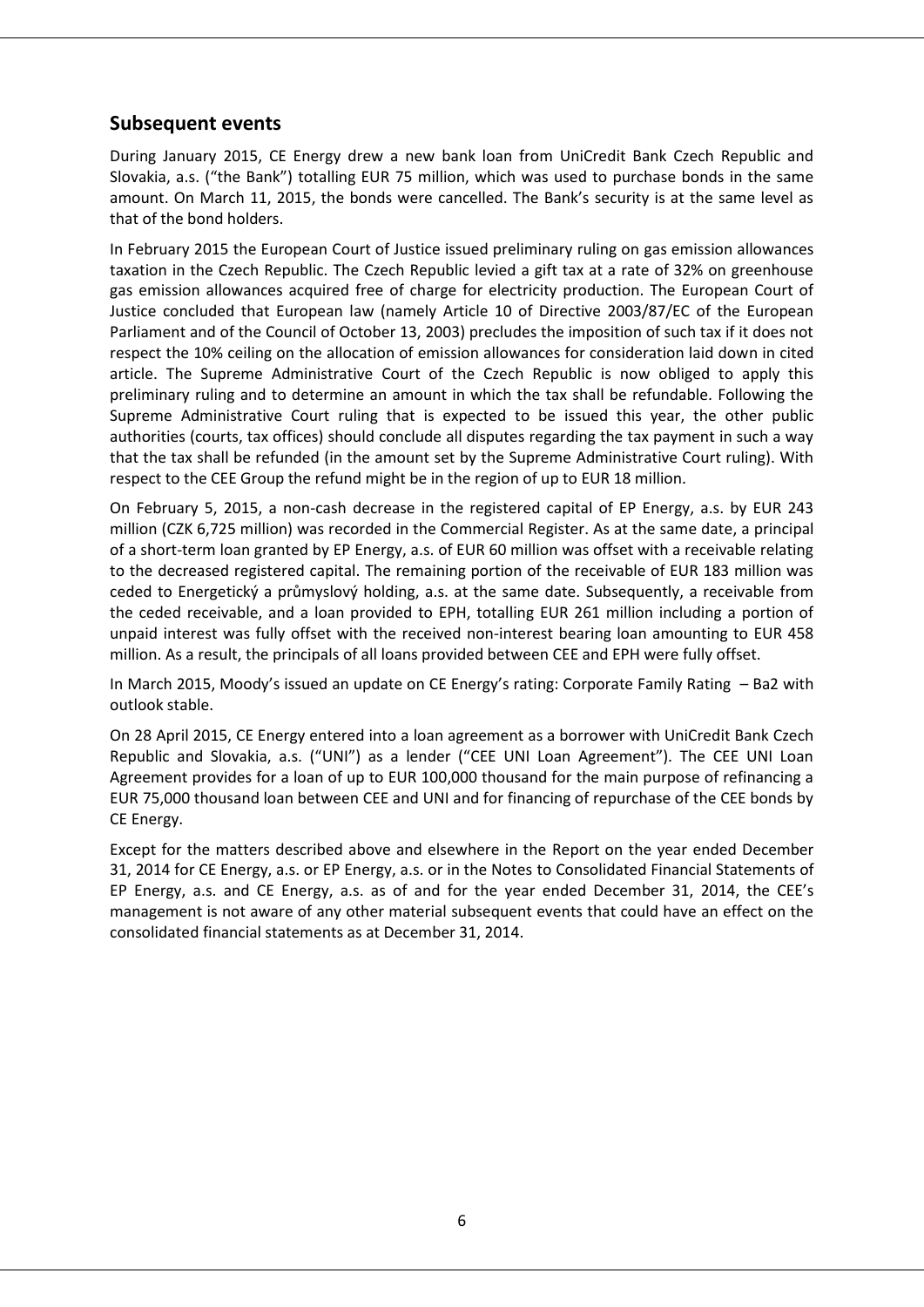## Subsequent events

During January 2015, CE Energy drew a new bank loan from UniCredit Bank Czech Republic and Slovakia, a.s. ("the Bank") totalling EUR 75 million, which was used to purchase bonds in the same amount. On March 11, 2015, the bonds were cancelled. The Bank's security is at the same level as that of the bond holders.

In February 2015 the European Court of Justice issued preliminary ruling on gas emission allowances taxation in the Czech Republic. The Czech Republic levied a gift tax at a rate of 32% on greenhouse gas emission allowances acquired free of charge for electricity production. The European Court of Justice concluded that European law (namely Article 10 of Directive 2003/87/EC of the European Parliament and of the Council of October 13, 2003) precludes the imposition of such tax if it does not respect the 10% ceiling on the allocation of emission allowances for consideration laid down in cited article. The Supreme Administrative Court of the Czech Republic is now obliged to apply this preliminary ruling and to determine an amount in which the tax shall be refundable. Following the Supreme Administrative Court ruling that is expected to be issued this year, the other public authorities (courts, tax offices) should conclude all disputes regarding the tax payment in such a way that the tax shall be refunded (in the amount set by the Supreme Administrative Court ruling). With respect to the CEE Group the refund might be in the region of up to EUR 18 million.

On February 5, 2015, a non-cash decrease in the registered capital of EP Energy, a.s. by EUR 243 million (CZK 6,725 million) was recorded in the Commercial Register. As at the same date, a principal of a short-term loan granted by EP Energy, a.s. of EUR 60 million was offset with a receivable relating to the decreased registered capital. The remaining portion of the receivable of EUR 183 million was ceded to Energetický a průmyslový holding, a.s. at the same date. Subsequently, a receivable from the ceded receivable, and a loan provided to EPH, totalling EUR 261 million including a portion of unpaid interest was fully offset with the received non-interest bearing loan amounting to EUR 458 million. As a result, the principals of all loans provided between CEE and EPH were fully offset.

In March 2015, Moody's issued an update on CE Energy's rating: Corporate Family Rating – Ba2 with outlook stable.

On 28 April 2015, CE Energy entered into a loan agreement as a borrower with UniCredit Bank Czech Republic and Slovakia, a.s. ("UNI") as a lender ("CEE UNI Loan Agreement"). The CEE UNI Loan Agreement provides for a loan of up to EUR 100,000 thousand for the main purpose of refinancing a EUR 75,000 thousand loan between CEE and UNI and for financing of repurchase of the CEE bonds by CE Energy.

Except for the matters described above and elsewhere in the Report on the year ended December 31, 2014 for CE Energy, a.s. or EP Energy, a.s. or in the Notes to Consolidated Financial Statements of EP Energy, a.s. and CE Energy, a.s. as of and for the year ended December 31, 2014, the CEE's management is not aware of any other material subsequent events that could have an effect on the consolidated financial statements as at December 31, 2014.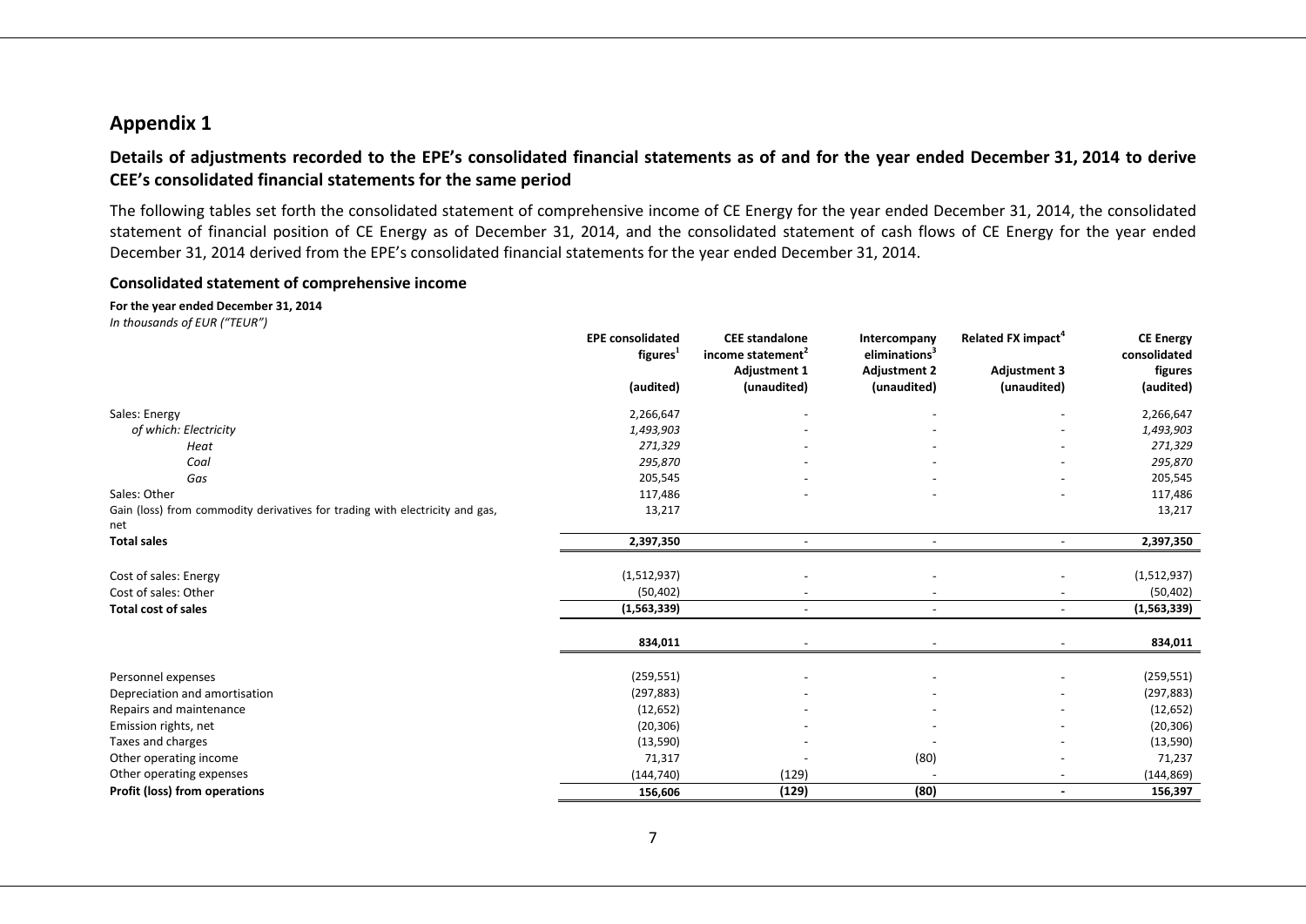## Appendix 1

### Details of adjustments recorded to the EPE's consolidated financial statements as of and for the year ended December 31, 2014 to derive CEE's consolidated financial statements for the same period

The following tables set forth the consolidated statement of comprehensive income of CE Energy for the year ended December 31, 2014, the consolidated statement of financial position of CE Energy as of December 31, 2014, and the consolidated statement of cash flows of CE Energy for the year ended December 31, 2014 derived from the EPE's consolidated financial statements for the year ended December 31, 2014.

#### Consolidated statement of comprehensive income

**For the year ended December 31, 2014**
*In thousands of EUR ("TEUR")*

| | EPE consolidated figures[1] (audited) | CEE standalone income statement[2] Adjustment 1 (unaudited) | Intercompany eliminations[3] Adjustment 2 (unaudited) | Related FX impact[4] Adjustment 3 (unaudited) | CE Energy consolidated figures (audited) |
|---|---|---|---|---|---|
| Sales: Energy | 2,266,647 | - | - | - | 2,266,647 |
| *of which: Electricity* | *1,493,903* | - | - | - | *1,493,903* |
| *Heat* | *271,329* | - | - | - | *271,329* |
| *Coal* | *295,870* | - | - | - | *295,870* |
| *Gas* | 205,545 | - | - | - | 205,545 |
| Sales: Other | 117,486 | - | - | - | 117,486 |
| Gain (loss) from commodity derivatives for trading with electricity and gas, net | 13,217 | | | | 13,217 |
| **Total sales** | **2,397,350** | - | - | - | **2,397,350** |
| Cost of sales: Energy | (1,512,937) | - | - | - | (1,512,937) |
| Cost of sales: Other | (50,402) | - | - | - | (50,402) |
| **Total cost of sales** | **(1,563,339)** | - | - | - | **(1,563,339)** |
| | **834,011** | - | - | - | **834,011** |
| Personnel expenses | (259,551) | - | - | - | (259,551) |
| Depreciation and amortisation | (297,883) | - | - | - | (297,883) |
| Repairs and maintenance | (12,652) | - | - | - | (12,652) |
| Emission rights, net | (20,306) | - | - | - | (20,306) |
| Taxes and charges | (13,590) | - | - | - | (13,590) |
| Other operating income | 71,317 | - | (80) | - | 71,237 |
| Other operating expenses | (144,740) | (129) | - | - | (144,869) |
| **Profit (loss) from operations** | **156,606** | **(129)** | **(80)** | **-** | **156,397** |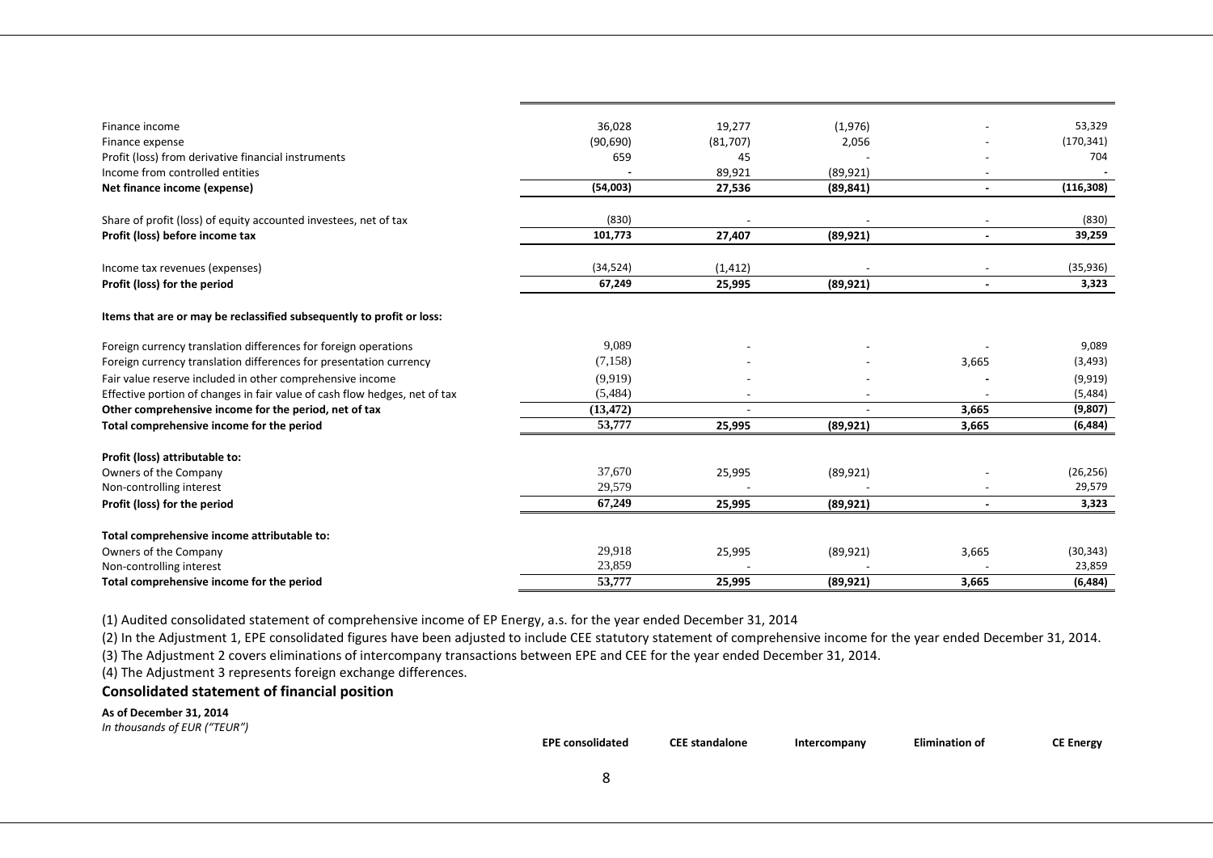| | | | | | |
|---|---|---|---|---|---|
| Finance income | 36,028 | 19,277 | (1,976) | - | 53,329 |
| Finance expense | (90,690) | (81,707) | 2,056 | - | (170,341) |
| Profit (loss) from derivative financial instruments | 659 | 45 | - | - | 704 |
| Income from controlled entities | - | 89,921 | (89,921) | - | - |
| **Net finance income (expense)** | **(54,003)** | **27,536** | **(89,841)** | **-** | **(116,308)** |
| | | | | | |
| Share of profit (loss) of equity accounted investees, net of tax | (830) | - | - | - | (830) |
| **Profit (loss) before income tax** | **101,773** | **27,407** | **(89,921)** | **-** | **39,259** |
| | | | | | |
| Income tax revenues (expenses) | (34,524) | (1,412) | - | - | (35,936) |
| **Profit (loss) for the period** | **67,249** | **25,995** | **(89,921)** | **-** | **3,323** |
| | | | | | |
| **Items that are or may be reclassified subsequently to profit or loss:** | | | | | |
| | | | | | |
| Foreign currency translation differences for foreign operations | 9,089 | - | - | - | 9,089 |
| Foreign currency translation differences for presentation currency | (7,158) | - | - | 3,665 | (3,493) |
| Fair value reserve included in other comprehensive income | (9,919) | - | - | - | (9,919) |
| Effective portion of changes in fair value of cash flow hedges, net of tax | (5,484) | - | - | - | (5,484) |
| **Other comprehensive income for the period, net of tax** | **(13,472)** | **-** | **-** | **3,665** | **(9,807)** |
| **Total comprehensive income for the period** | **53,777** | **25,995** | **(89,921)** | **3,665** | **(6,484)** |
| | | | | | |
| **Profit (loss) attributable to:** | | | | | |
| Owners of the Company | 37,670 | 25,995 | (89,921) | - | (26,256) |
| Non-controlling interest | 29,579 | - | - | - | 29,579 |
| **Profit (loss) for the period** | **67,249** | **25,995** | **(89,921)** | **-** | **3,323** |
| | | | | | |
| **Total comprehensive income attributable to:** | | | | | |
| Owners of the Company | 29,918 | 25,995 | (89,921) | 3,665 | (30,343) |
| Non-controlling interest | 23,859 | - | - | - | 23,859 |
| **Total comprehensive income for the period** | **53,777** | **25,995** | **(89,921)** | **3,665** | **(6,484)** |

(1) Audited consolidated statement of comprehensive income of EP Energy, a.s. for the year ended December 31, 2014

(2) In the Adjustment 1, EPE consolidated figures have been adjusted to include CEE statutory statement of comprehensive income for the year ended December 31, 2014.

(3) The Adjustment 2 covers eliminations of intercompany transactions between EPE and CEE for the year ended December 31, 2014.

(4) The Adjustment 3 represents foreign exchange differences.

## Consolidated statement of financial position

**As of December 31, 2014**

*In thousands of EUR ("TEUR")*

| | EPE consolidated | CEE standalone | Intercompany | Elimination of | CE Energy |
|---|---|---|---|---|---|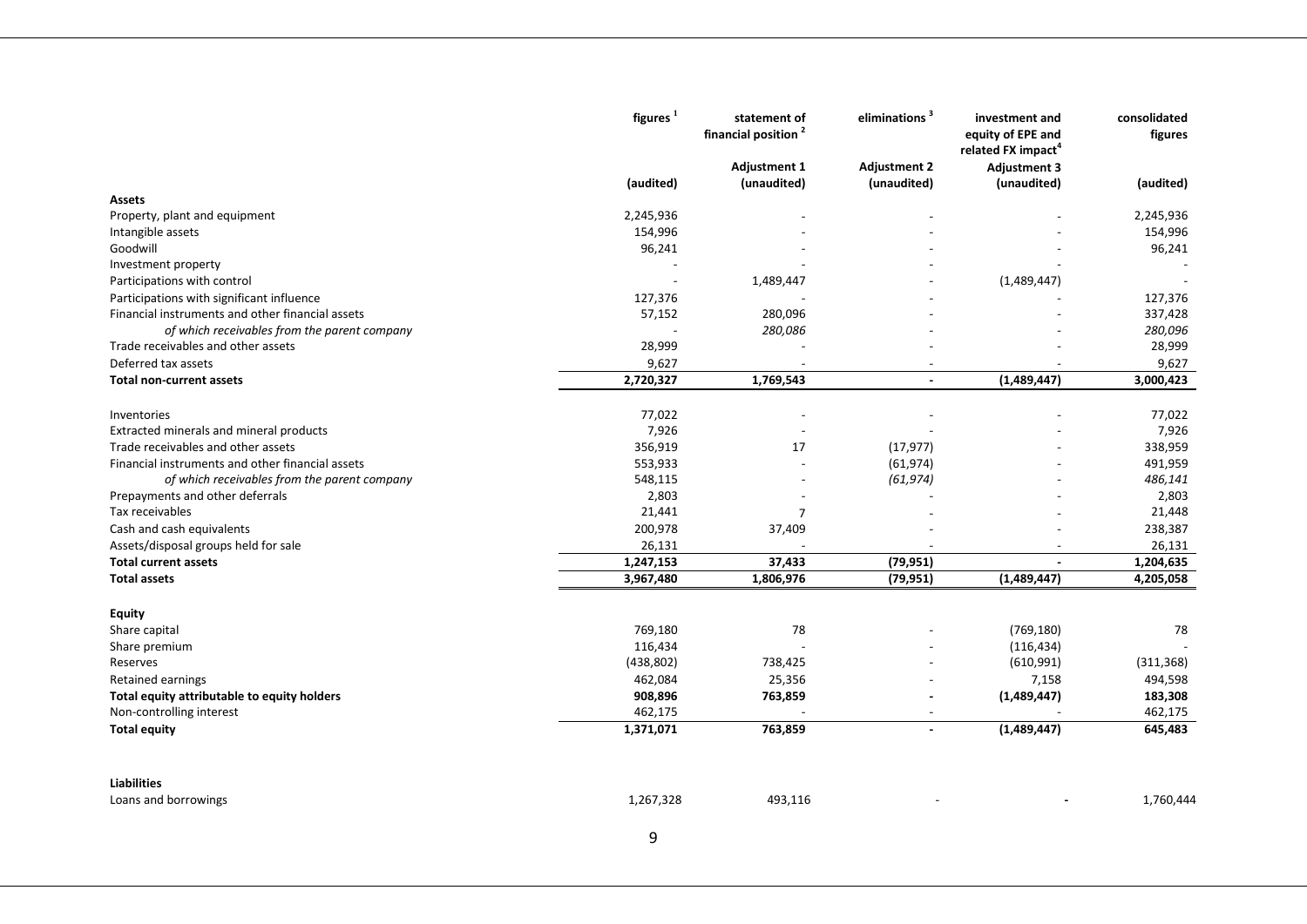| | figures [1] | statement of financial position [2] | eliminations [3] | investment and equity of EPE and related FX impact[4] | consolidated figures |
|---|---|---|---|---|---|
| | | Adjustment 1 | Adjustment 2 | Adjustment 3 | |
| | (audited) | (unaudited) | (unaudited) | (unaudited) | (audited) |
| **Assets** | | | | | |
| Property, plant and equipment | 2,245,936 | - | - | - | 2,245,936 |
| Intangible assets | 154,996 | - | - | - | 154,996 |
| Goodwill | 96,241 | - | - | - | 96,241 |
| Investment property | - | - | - | - | - |
| Participations with control | - | 1,489,447 | - | (1,489,447) | - |
| Participations with significant influence | 127,376 | - | - | - | 127,376 |
| Financial instruments and other financial assets | 57,152 | 280,096 | - | - | 337,428 |
| *of which receivables from the parent company* | - | *280,086* | - | - | *280,096* |
| Trade receivables and other assets | 28,999 | - | - | - | 28,999 |
| Deferred tax assets | 9,627 | - | - | - | 9,627 |
| **Total non-current assets** | **2,720,327** | **1,769,543** | **-** | **(1,489,447)** | **3,000,423** |
| Inventories | 77,022 | - | - | - | 77,022 |
| Extracted minerals and mineral products | 7,926 | - | - | - | 7,926 |
| Trade receivables and other assets | 356,919 | 17 | (17,977) | - | 338,959 |
| Financial instruments and other financial assets | 553,933 | - | (61,974) | - | 491,959 |
| *of which receivables from the parent company* | 548,115 | - | *(61,974)* | - | *486,141* |
| Prepayments and other deferrals | 2,803 | - | - | - | 2,803 |
| Tax receivables | 21,441 | 7 | - | - | 21,448 |
| Cash and cash equivalents | 200,978 | 37,409 | - | - | 238,387 |
| Assets/disposal groups held for sale | 26,131 | - | - | - | 26,131 |
| **Total current assets** | **1,247,153** | **37,433** | **(79,951)** | **-** | **1,204,635** |
| **Total assets** | **3,967,480** | **1,806,976** | **(79,951)** | **(1,489,447)** | **4,205,058** |
| **Equity** | | | | | |
| Share capital | 769,180 | 78 | - | (769,180) | 78 |
| Share premium | 116,434 | - | - | (116,434) | - |
| Reserves | (438,802) | 738,425 | - | (610,991) | (311,368) |
| Retained earnings | 462,084 | 25,356 | - | 7,158 | 494,598 |
| **Total equity attributable to equity holders** | **908,896** | **763,859** | **-** | **(1,489,447)** | **183,308** |
| Non-controlling interest | 462,175 | - | - | - | 462,175 |
| **Total equity** | **1,371,071** | **763,859** | **-** | **(1,489,447)** | **645,483** |
| **Liabilities** | | | | | |
| Loans and borrowings | 1,267,328 | 493,116 | - | **-** | 1,760,444 |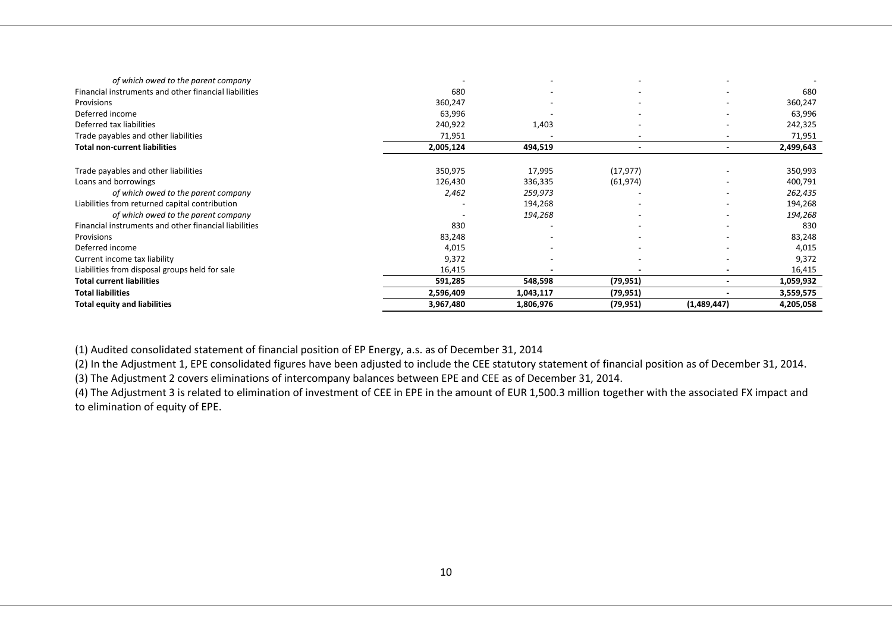| | | | | | |
|---|---|---|---|---|---|
| *of which owed to the parent company* | - | - | - | - | - |
| Financial instruments and other financial liabilities | 680 | - | - | - | 680 |
| Provisions | 360,247 | - | - | - | 360,247 |
| Deferred income | 63,996 | - | - | - | 63,996 |
| Deferred tax liabilities | 240,922 | 1,403 | - | - | 242,325 |
| Trade payables and other liabilities | 71,951 | - | - | - | 71,951 |
| **Total non-current liabilities** | **2,005,124** | **494,519** | **-** | **-** | **2,499,643** |
| | | | | | |
| Trade payables and other liabilities | 350,975 | 17,995 | (17,977) | - | 350,993 |
| Loans and borrowings | 126,430 | 336,335 | (61,974) | - | 400,791 |
| *of which owed to the parent company* | *2,462* | *259,973* | - | - | *262,435* |
| Liabilities from returned capital contribution | - | 194,268 | - | - | 194,268 |
| *of which owed to the parent company* | - | *194,268* | - | - | *194,268* |
| Financial instruments and other financial liabilities | 830 | - | - | - | 830 |
| Provisions | 83,248 | - | - | - | 83,248 |
| Deferred income | 4,015 | - | - | - | 4,015 |
| Current income tax liability | 9,372 | - | - | - | 9,372 |
| Liabilities from disposal groups held for sale | 16,415 | - | - | - | 16,415 |
| **Total current liabilities** | **591,285** | **548,598** | **(79,951)** | **-** | **1,059,932** |
| **Total liabilities** | **2,596,409** | **1,043,117** | **(79,951)** | **-** | **3,559,575** |
| **Total equity and liabilities** | **3,967,480** | **1,806,976** | **(79,951)** | **(1,489,447)** | **4,205,058** |

(1) Audited consolidated statement of financial position of EP Energy, a.s. as of December 31, 2014

(2) In the Adjustment 1, EPE consolidated figures have been adjusted to include the CEE statutory statement of financial position as of December 31, 2014.

(3) The Adjustment 2 covers eliminations of intercompany balances between EPE and CEE as of December 31, 2014.

(4) The Adjustment 3 is related to elimination of investment of CEE in EPE in the amount of EUR 1,500.3 million together with the associated FX impact and to elimination of equity of EPE.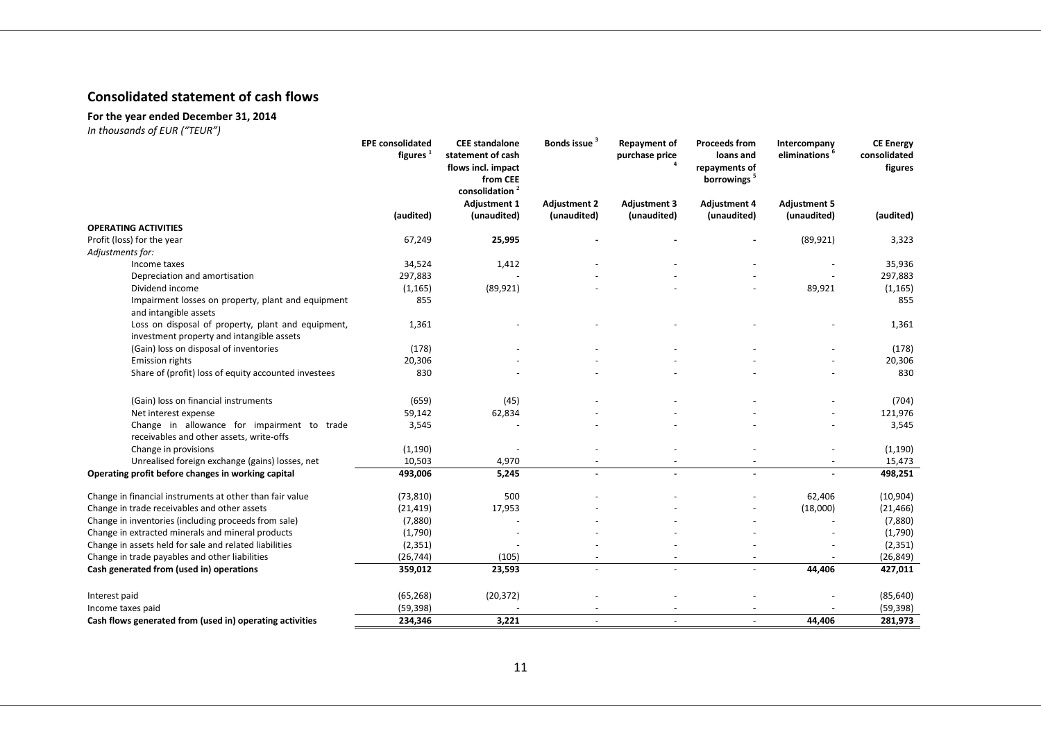## Consolidated statement of cash flows

**For the year ended December 31, 2014**

*In thousands of EUR ("TEUR")*

| | EPE consolidated figures [1] | CEE standalone statement of cash flows incl. impact from CEE consolidation [2] | Bonds issue [3] | Repayment of purchase price [4] | Proceeds from loans and repayments of borrowings [5] | Intercompany eliminations [6] | CE Energy consolidated figures |
|---|---|---|---|---|---|---|---|
| | | Adjustment 1 | Adjustment 2 | Adjustment 3 | Adjustment 4 | Adjustment 5 | |
| | (audited) | (unaudited) | (unaudited) | (unaudited) | (unaudited) | (unaudited) | (audited) |
| **OPERATING ACTIVITIES** | | | | | | | |
| Profit (loss) for the year | 67,249 | **25,995** | **-** | **-** | **-** | (89,921) | 3,323 |
| *Adjustments for:* | | | | | | | |
| Income taxes | 34,524 | 1,412 | - | - | - | - | 35,936 |
| Depreciation and amortisation | 297,883 | - | - | - | - | - | 297,883 |
| Dividend income | (1,165) | (89,921) | - | - | - | 89,921 | (1,165) |
| Impairment losses on property, plant and equipment and intangible assets | 855 | | | | | | 855 |
| Loss on disposal of property, plant and equipment, investment property and intangible assets | 1,361 | - | - | - | - | - | 1,361 |
| (Gain) loss on disposal of inventories | (178) | - | - | - | - | - | (178) |
| Emission rights | 20,306 | - | - | - | - | - | 20,306 |
| Share of (profit) loss of equity accounted investees | 830 | - | - | - | - | - | 830 |
| (Gain) loss on financial instruments | (659) | (45) | - | - | - | - | (704) |
| Net interest expense | 59,142 | 62,834 | - | - | - | - | 121,976 |
| Change in allowance for impairment to trade receivables and other assets, write-offs | 3,545 | - | - | - | - | - | 3,545 |
| Change in provisions | (1,190) | - | - | - | - | - | (1,190) |
| Unrealised foreign exchange (gains) losses, net | 10,503 | 4,970 | - | - | - | - | 15,473 |
| **Operating profit before changes in working capital** | **493,006** | **5,245** | **-** | **-** | **-** | **-** | **498,251** |
| Change in financial instruments at other than fair value | (73,810) | 500 | - | - | - | 62,406 | (10,904) |
| Change in trade receivables and other assets | (21,419) | 17,953 | - | - | - | (18,000) | (21,466) |
| Change in inventories (including proceeds from sale) | (7,880) | - | - | - | - | - | (7,880) |
| Change in extracted minerals and mineral products | (1,790) | - | - | - | - | - | (1,790) |
| Change in assets held for sale and related liabilities | (2,351) | - | - | - | - | - | (2,351) |
| Change in trade payables and other liabilities | (26,744) | (105) | - | - | - | - | (26,849) |
| **Cash generated from (used in) operations** | **359,012** | **23,593** | - | - | - | **44,406** | **427,011** |
| Interest paid | (65,268) | (20,372) | - | - | - | - | (85,640) |
| Income taxes paid | (59,398) | - | - | - | - | - | (59,398) |
| **Cash flows generated from (used in) operating activities** | **234,346** | **3,221** | - | - | - | **44,406** | **281,973** |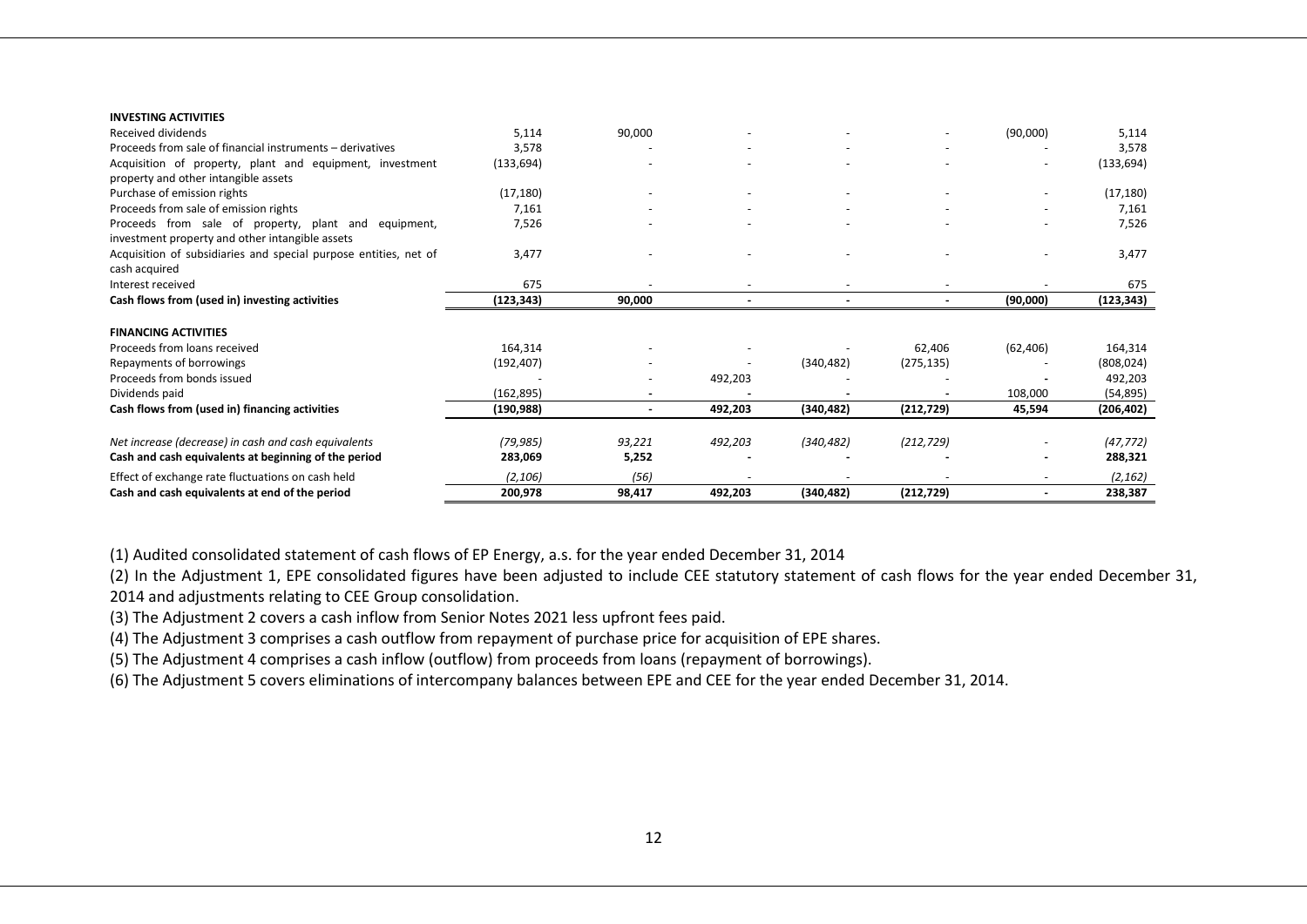| | | | | | | | |
|---|---|---|---|---|---|---|---|
| **INVESTING ACTIVITIES** | | | | | | | |
| Received dividends | 5,114 | 90,000 | - | - | - | (90,000) | 5,114 |
| Proceeds from sale of financial instruments – derivatives | 3,578 | - | - | - | - | - | 3,578 |
| Acquisition of property, plant and equipment, investment property and other intangible assets | (133,694) | - | - | - | - | - | (133,694) |
| Purchase of emission rights | (17,180) | - | - | - | - | - | (17,180) |
| Proceeds from sale of emission rights | 7,161 | - | - | - | - | - | 7,161 |
| Proceeds from sale of property, plant and equipment, investment property and other intangible assets | 7,526 | - | - | - | - | - | 7,526 |
| Acquisition of subsidiaries and special purpose entities, net of cash acquired | 3,477 | - | - | - | - | - | 3,477 |
| Interest received | 675 | - | - | - | - | - | 675 |
| **Cash flows from (used in) investing activities** | **(123,343)** | **90,000** | **-** | **-** | **-** | **(90,000)** | **(123,343)** |
| **FINANCING ACTIVITIES** | | | | | | | |
| Proceeds from loans received | 164,314 | - | - | - | 62,406 | (62,406) | 164,314 |
| Repayments of borrowings | (192,407) | - | - | (340,482) | (275,135) | - | (808,024) |
| Proceeds from bonds issued | - | - | 492,203 | - | - | - | 492,203 |
| Dividends paid | (162,895) | - | - | - | - | 108,000 | (54,895) |
| **Cash flows from (used in) financing activities** | **(190,988)** | **-** | **492,203** | **(340,482)** | **(212,729)** | **45,594** | **(206,402)** |
| *Net increase (decrease) in cash and cash equivalents* | *(79,985)* | *93,221* | *492,203* | *(340,482)* | *(212,729)* | - | *(47,772)* |
| **Cash and cash equivalents at beginning of the period** | **283,069** | **5,252** | **-** | **-** | **-** | **-** | **288,321** |
| Effect of exchange rate fluctuations on cash held | *(2,106)* | *(56)* | - | - | - | - | *(2,162)* |
| **Cash and cash equivalents at end of the period** | **200,978** | **98,417** | **492,203** | **(340,482)** | **(212,729)** | **-** | **238,387** |

(1) Audited consolidated statement of cash flows of EP Energy, a.s. for the year ended December 31, 2014

(2) In the Adjustment 1, EPE consolidated figures have been adjusted to include CEE statutory statement of cash flows for the year ended December 31, 2014 and adjustments relating to CEE Group consolidation.

(3) The Adjustment 2 covers a cash inflow from Senior Notes 2021 less upfront fees paid.

(4) The Adjustment 3 comprises a cash outflow from repayment of purchase price for acquisition of EPE shares.

(5) The Adjustment 4 comprises a cash inflow (outflow) from proceeds from loans (repayment of borrowings).

(6) The Adjustment 5 covers eliminations of intercompany balances between EPE and CEE for the year ended December 31, 2014.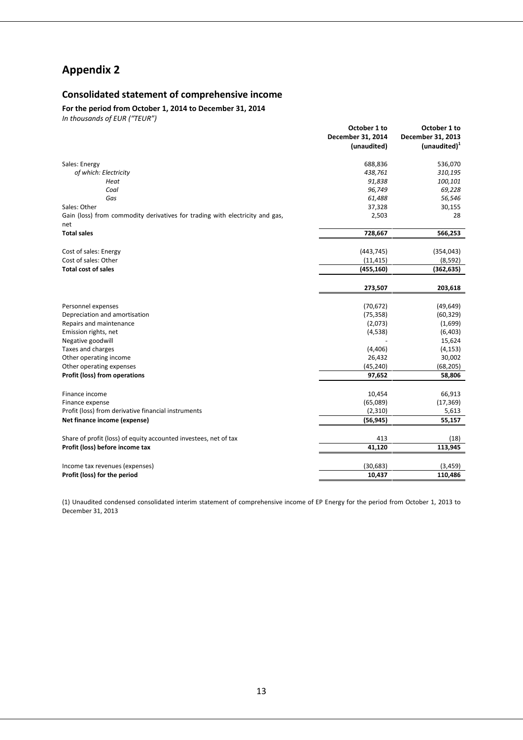# Appendix 2

## Consolidated statement of comprehensive income

**For the period from October 1, 2014 to December 31, 2014**

*In thousands of EUR ("TEUR")*

| | October 1 to December 31, 2014 (unaudited) | October 1 to December 31, 2013 (unaudited)[1] |
|---|---|---|
| Sales: Energy | 688,836 | 536,070 |
| *of which: Electricity* | *438,761* | *310,195* |
| *Heat* | *91,838* | *100,101* |
| *Coal* | *96,749* | *69,228* |
| *Gas* | *61,488* | *56,546* |
| Sales: Other | 37,328 | 30,155 |
| Gain (loss) from commodity derivatives for trading with electricity and gas, net | 2,503 | 28 |
| **Total sales** | **728,667** | **566,253** |
| | | |
| Cost of sales: Energy | (443,745) | (354,043) |
| Cost of sales: Other | (11,415) | (8,592) |
| **Total cost of sales** | **(455,160)** | **(362,635)** |
| | | |
| | **273,507** | **203,618** |
| | | |
| Personnel expenses | (70,672) | (49,649) |
| Depreciation and amortisation | (75,358) | (60,329) |
| Repairs and maintenance | (2,073) | (1,699) |
| Emission rights, net | (4,538) | (6,403) |
| Negative goodwill | - | 15,624 |
| Taxes and charges | (4,406) | (4,153) |
| Other operating income | 26,432 | 30,002 |
| Other operating expenses | (45,240) | (68,205) |
| **Profit (loss) from operations** | **97,652** | **58,806** |
| | | |
| Finance income | 10,454 | 66,913 |
| Finance expense | (65,089) | (17,369) |
| Profit (loss) from derivative financial instruments | (2,310) | 5,613 |
| **Net finance income (expense)** | **(56,945)** | **55,157** |
| | | |
| Share of profit (loss) of equity accounted investees, net of tax | 413 | (18) |
| **Profit (loss) before income tax** | **41,120** | **113,945** |
| | | |
| Income tax revenues (expenses) | (30,683) | (3,459) |
| **Profit (loss) for the period** | **10,437** | **110,486** |

(1) Unaudited condensed consolidated interim statement of comprehensive income of EP Energy for the period from October 1, 2013 to December 31, 2013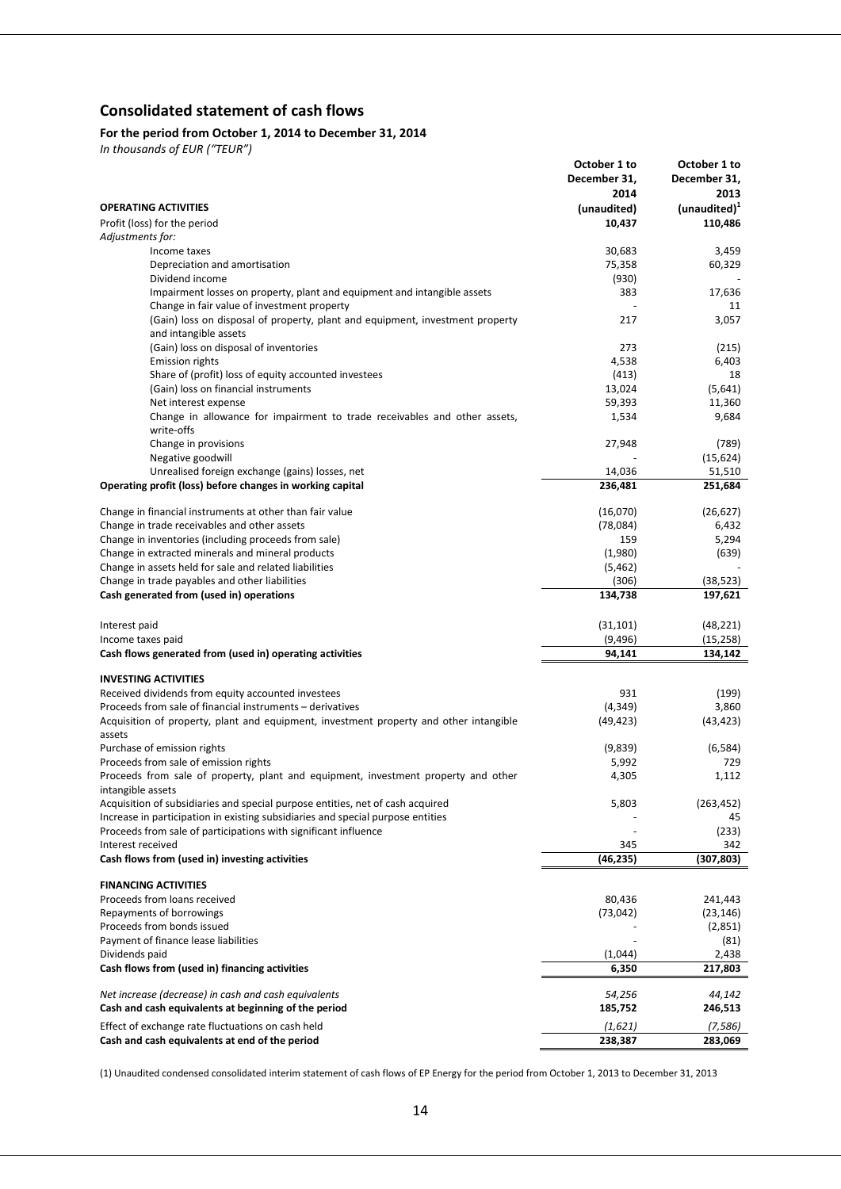## Consolidated statement of cash flows

### For the period from October 1, 2014 to December 31, 2014

*In thousands of EUR ("TEUR")*

| | October 1 to December 31, 2014 (unaudited) | October 1 to December 31, 2013 (unaudited)[1] |
|---|---|---|
| **OPERATING ACTIVITIES** | | |
| Profit (loss) for the period | **10,437** | **110,486** |
| *Adjustments for:* | | |
| Income taxes | 30,683 | 3,459 |
| Depreciation and amortisation | 75,358 | 60,329 |
| Dividend income | (930) | - |
| Impairment losses on property, plant and equipment and intangible assets | 383 | 17,636 |
| Change in fair value of investment property | - | 11 |
| (Gain) loss on disposal of property, plant and equipment, investment property and intangible assets | 217 | 3,057 |
| (Gain) loss on disposal of inventories | 273 | (215) |
| Emission rights | 4,538 | 6,403 |
| Share of (profit) loss of equity accounted investees | (413) | 18 |
| (Gain) loss on financial instruments | 13,024 | (5,641) |
| Net interest expense | 59,393 | 11,360 |
| Change in allowance for impairment to trade receivables and other assets, write-offs | 1,534 | 9,684 |
| Change in provisions | 27,948 | (789) |
| Negative goodwill | - | (15,624) |
| Unrealised foreign exchange (gains) losses, net | 14,036 | 51,510 |
| **Operating profit (loss) before changes in working capital** | **236,481** | **251,684** |
| Change in financial instruments at other than fair value | (16,070) | (26,627) |
| Change in trade receivables and other assets | (78,084) | 6,432 |
| Change in inventories (including proceeds from sale) | 159 | 5,294 |
| Change in extracted minerals and mineral products | (1,980) | (639) |
| Change in assets held for sale and related liabilities | (5,462) | - |
| Change in trade payables and other liabilities | (306) | (38,523) |
| **Cash generated from (used in) operations** | **134,738** | **197,621** |
| Interest paid | (31,101) | (48,221) |
| Income taxes paid | (9,496) | (15,258) |
| **Cash flows generated from (used in) operating activities** | **94,141** | **134,142** |
| **INVESTING ACTIVITIES** | | |
| Received dividends from equity accounted investees | 931 | (199) |
| Proceeds from sale of financial instruments – derivatives | (4,349) | 3,860 |
| Acquisition of property, plant and equipment, investment property and other intangible assets | (49,423) | (43,423) |
| Purchase of emission rights | (9,839) | (6,584) |
| Proceeds from sale of emission rights | 5,992 | 729 |
| Proceeds from sale of property, plant and equipment, investment property and other intangible assets | 4,305 | 1,112 |
| Acquisition of subsidiaries and special purpose entities, net of cash acquired | 5,803 | (263,452) |
| Increase in participation in existing subsidiaries and special purpose entities | - | 45 |
| Proceeds from sale of participations with significant influence | - | (233) |
| Interest received | 345 | 342 |
| **Cash flows from (used in) investing activities** | **(46,235)** | **(307,803)** |
| **FINANCING ACTIVITIES** | | |
| Proceeds from loans received | 80,436 | 241,443 |
| Repayments of borrowings | (73,042) | (23,146) |
| Proceeds from bonds issued | - | (2,851) |
| Payment of finance lease liabilities | - | (81) |
| Dividends paid | (1,044) | 2,438 |
| **Cash flows from (used in) financing activities** | **6,350** | **217,803** |
| *Net increase (decrease) in cash and cash equivalents* | *54,256* | *44,142* |
| **Cash and cash equivalents at beginning of the period** | **185,752** | **246,513** |
| Effect of exchange rate fluctuations on cash held | *(1,621)* | *(7,586)* |
| **Cash and cash equivalents at end of the period** | **238,387** | **283,069** |

(1) Unaudited condensed consolidated interim statement of cash flows of EP Energy for the period from October 1, 2013 to December 31, 2013